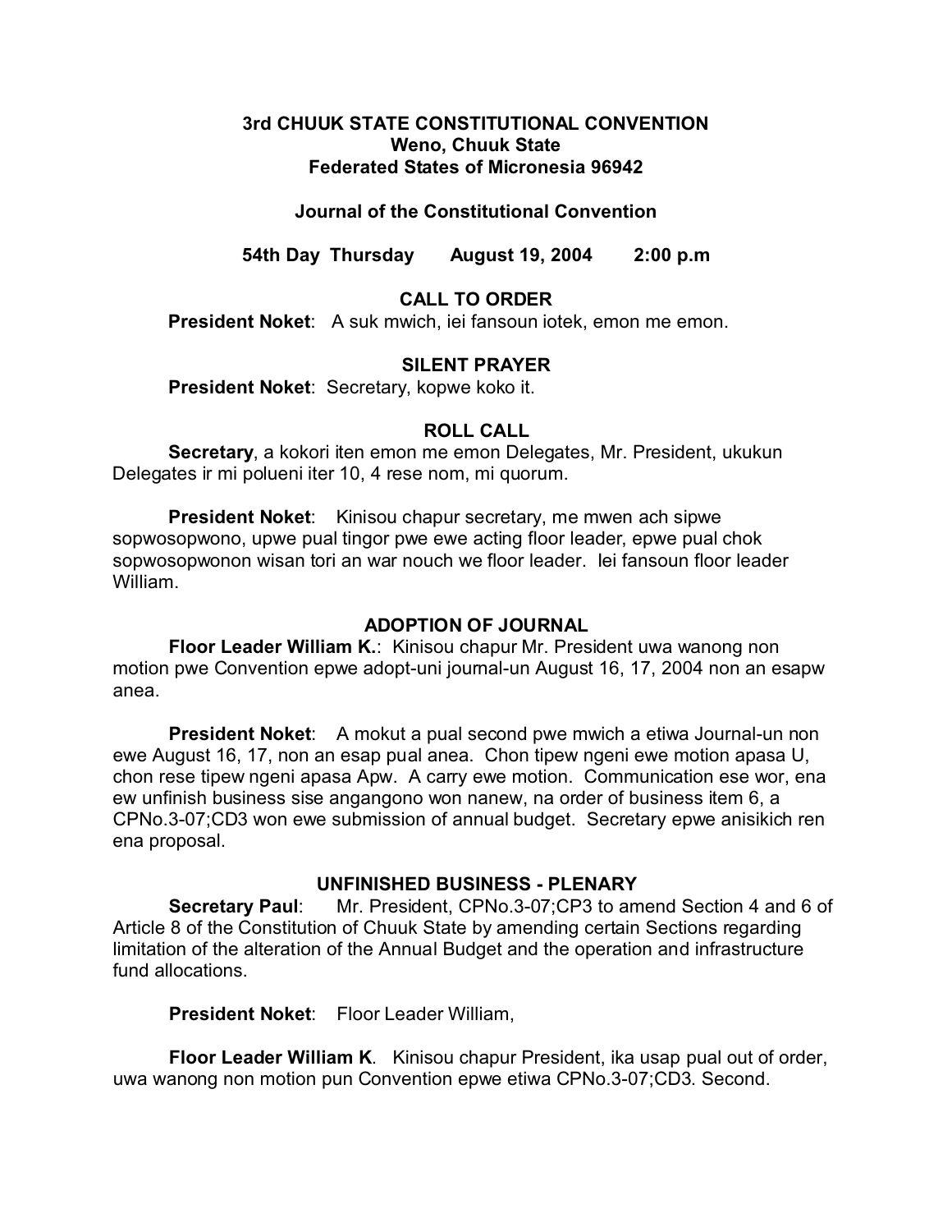**3rd CHUUK STATE CONSTITUTIONAL CONVENTION**
**Weno, Chuuk State**
**Federated States of Micronesia 96942**

**Journal of the Constitutional Convention**

**54th Day Thursday August 19, 2004 2:00 p.m**

## CALL TO ORDER

**President Noket**: A suk mwich, iei fansoun iotek, emon me emon.

## SILENT PRAYER

**President Noket**: Secretary, kopwe koko it.

## ROLL CALL

**Secretary**, a kokori iten emon me emon Delegates, Mr. President, ukukun Delegates ir mi polueni iter 10, 4 rese nom, mi quorum.

**President Noket**: Kinisou chapur secretary, me mwen ach sipwe sopwosopwono, upwe pual tingor pwe ewe acting floor leader, epwe pual chok sopwosopwonon wisan tori an war nouch we floor leader. Iei fansoun floor leader William.

## ADOPTION OF JOURNAL

**Floor Leader William K.**: Kinisou chapur Mr. President uwa wanong non motion pwe Convention epwe adopt-uni journal-un August 16, 17, 2004 non an esapw anea.

**President Noket**: A mokut a pual second pwe mwich a etiwa Journal-un non ewe August 16, 17, non an esap pual anea. Chon tipew ngeni ewe motion apasa U, chon rese tipew ngeni apasa Apw. A carry ewe motion. Communication ese wor, ena ew unfinish business sise angangono won nanew, na order of business item 6, a CPNo.3-07;CD3 won ewe submission of annual budget. Secretary epwe anisikich ren ena proposal.

## UNFINISHED BUSINESS - PLENARY

**Secretary Paul**: Mr. President, CPNo.3-07;CP3 to amend Section 4 and 6 of Article 8 of the Constitution of Chuuk State by amending certain Sections regarding limitation of the alteration of the Annual Budget and the operation and infrastructure fund allocations.

**President Noket**: Floor Leader William,

**Floor Leader William K**. Kinisou chapur President, ika usap pual out of order, uwa wanong non motion pun Convention epwe etiwa CPNo.3-07;CD3. Second.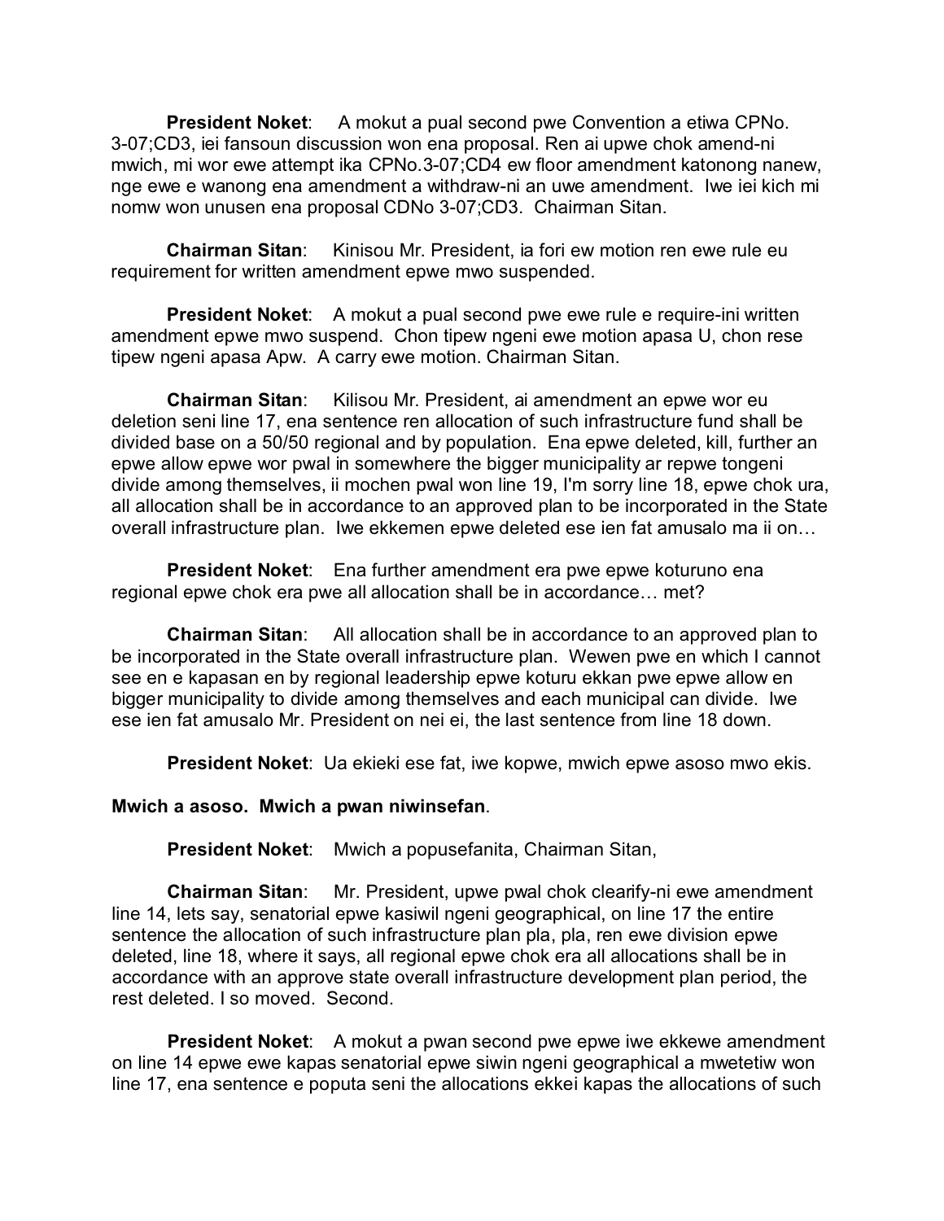**President Noket**: A mokut a pual second pwe Convention a etiwa CPNo. 3-07;CD3, iei fansoun discussion won ena proposal. Ren ai upwe chok amend-ni mwich, mi wor ewe attempt ika CPNo.3-07;CD4 ew floor amendment katonong nanew, nge ewe e wanong ena amendment a withdraw-ni an uwe amendment. Iwe iei kich mi nomw won unusen ena proposal CDNo 3-07;CD3. Chairman Sitan.

**Chairman Sitan**: Kinisou Mr. President, ia fori ew motion ren ewe rule eu requirement for written amendment epwe mwo suspended.

**President Noket**: A mokut a pual second pwe ewe rule e require-ini written amendment epwe mwo suspend. Chon tipew ngeni ewe motion apasa U, chon rese tipew ngeni apasa Apw. A carry ewe motion. Chairman Sitan.

**Chairman Sitan**: Kilisou Mr. President, ai amendment an epwe wor eu deletion seni line 17, ena sentence ren allocation of such infrastructure fund shall be divided base on a 50/50 regional and by population. Ena epwe deleted, kill, further an epwe allow epwe wor pwal in somewhere the bigger municipality ar repwe tongeni divide among themselves, ii mochen pwal won line 19, I'm sorry line 18, epwe chok ura, all allocation shall be in accordance to an approved plan to be incorporated in the State overall infrastructure plan. Iwe ekkemen epwe deleted ese ien fat amusalo ma ii on…

**President Noket**: Ena further amendment era pwe epwe koturuno ena regional epwe chok era pwe all allocation shall be in accordance… met?

**Chairman Sitan**: All allocation shall be in accordance to an approved plan to be incorporated in the State overall infrastructure plan. Wewen pwe en which I cannot see en e kapasan en by regional leadership epwe koturu ekkan pwe epwe allow en bigger municipality to divide among themselves and each municipal can divide. Iwe ese ien fat amusalo Mr. President on nei ei, the last sentence from line 18 down.

**President Noket**: Ua ekieki ese fat, iwe kopwe, mwich epwe asoso mwo ekis.

**Mwich a asoso. Mwich a pwan niwinsefan**.

**President Noket**: Mwich a popusefanita, Chairman Sitan,

**Chairman Sitan**: Mr. President, upwe pwal chok clearify-ni ewe amendment line 14, lets say, senatorial epwe kasiwil ngeni geographical, on line 17 the entire sentence the allocation of such infrastructure plan pla, pla, ren ewe division epwe deleted, line 18, where it says, all regional epwe chok era all allocations shall be in accordance with an approve state overall infrastructure development plan period, the rest deleted. I so moved. Second.

**President Noket**: A mokut a pwan second pwe epwe iwe ekkewe amendment on line 14 epwe ewe kapas senatorial epwe siwin ngeni geographical a mwetetiw won line 17, ena sentence e poputa seni the allocations ekkei kapas the allocations of such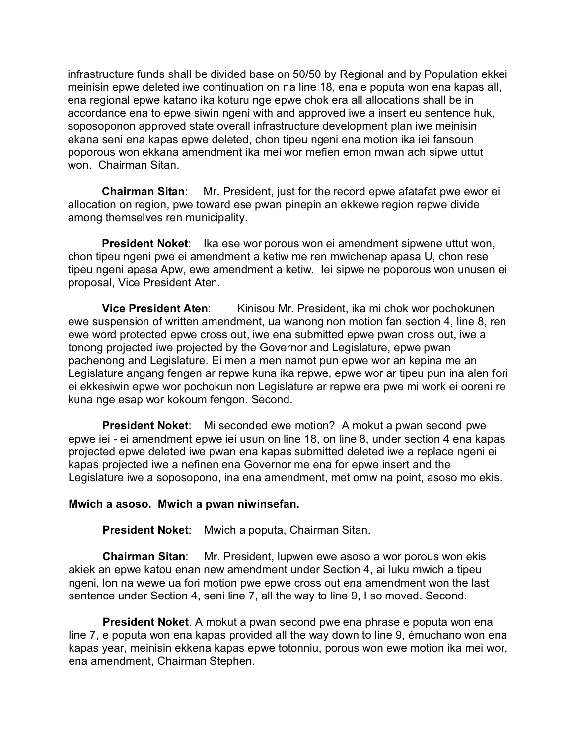infrastructure funds shall be divided base on 50/50 by Regional and by Population ekkei meinisin epwe deleted iwe continuation on na line 18, ena e poputa won ena kapas all, ena regional epwe katano ika koturu nge epwe chok era all allocations shall be in accordance ena to epwe siwin ngeni with and approved iwe a insert eu sentence huk, soposoponon approved state overall infrastructure development plan iwe meinisin ekana seni ena kapas epwe deleted, chon tipeu ngeni ena motion ika iei fansoun poporous won ekkana amendment ika mei wor mefien emon mwan ach sipwe uttut won. Chairman Sitan.

**Chairman Sitan**: Mr. President, just for the record epwe afatafat pwe ewor ei allocation on region, pwe toward ese pwan pinepin an ekkewe region repwe divide among themselves ren municipality.

**President Noket**: Ika ese wor porous won ei amendment sipwene uttut won, chon tipeu ngeni pwe ei amendment a ketiw me ren mwichenap apasa U, chon rese tipeu ngeni apasa Apw, ewe amendment a ketiw. Iei sipwe ne poporous won unusen ei proposal, Vice President Aten.

**Vice President Aten**: Kinisou Mr. President, ika mi chok wor pochokunen ewe suspension of written amendment, ua wanong non motion fan section 4, line 8, ren ewe word protected epwe cross out, iwe ena submitted epwe pwan cross out, iwe a tonong projected iwe projected by the Governor and Legislature, epwe pwan pachenong and Legislature. Ei men a men namot pun epwe wor an kepina me an Legislature angang fengen ar repwe kuna ika repwe, epwe wor ar tipeu pun ina alen fori ei ekkesiwin epwe wor pochokun non Legislature ar repwe era pwe mi work ei ooreni re kuna nge esap wor kokoum fengon. Second.

**President Noket**: Mi seconded ewe motion? A mokut a pwan second pwe epwe iei - ei amendment epwe iei usun on line 18, on line 8, under section 4 ena kapas projected epwe deleted iwe pwan ena kapas submitted deleted iwe a replace ngeni ei kapas projected iwe a nefinen ena Governor me ena for epwe insert and the Legislature iwe a soposopono, ina ena amendment, met omw na point, asoso mo ekis.

**Mwich a asoso. Mwich a pwan niwinsefan.**

**President Noket**: Mwich a poputa, Chairman Sitan.

**Chairman Sitan**: Mr. President, lupwen ewe asoso a wor porous won ekis akiek an epwe katou enan new amendment under Section 4, ai luku mwich a tipeu ngeni, lon na wewe ua fori motion pwe epwe cross out ena amendment won the last sentence under Section 4, seni line 7, all the way to line 9, I so moved. Second.

**President Noket**. A mokut a pwan second pwe ena phrase e poputa won ena line 7, e poputa won ena kapas provided all the way down to line 9, émuchano won ena kapas year, meinisin ekkena kapas epwe totonniu, porous won ewe motion ika mei wor, ena amendment, Chairman Stephen.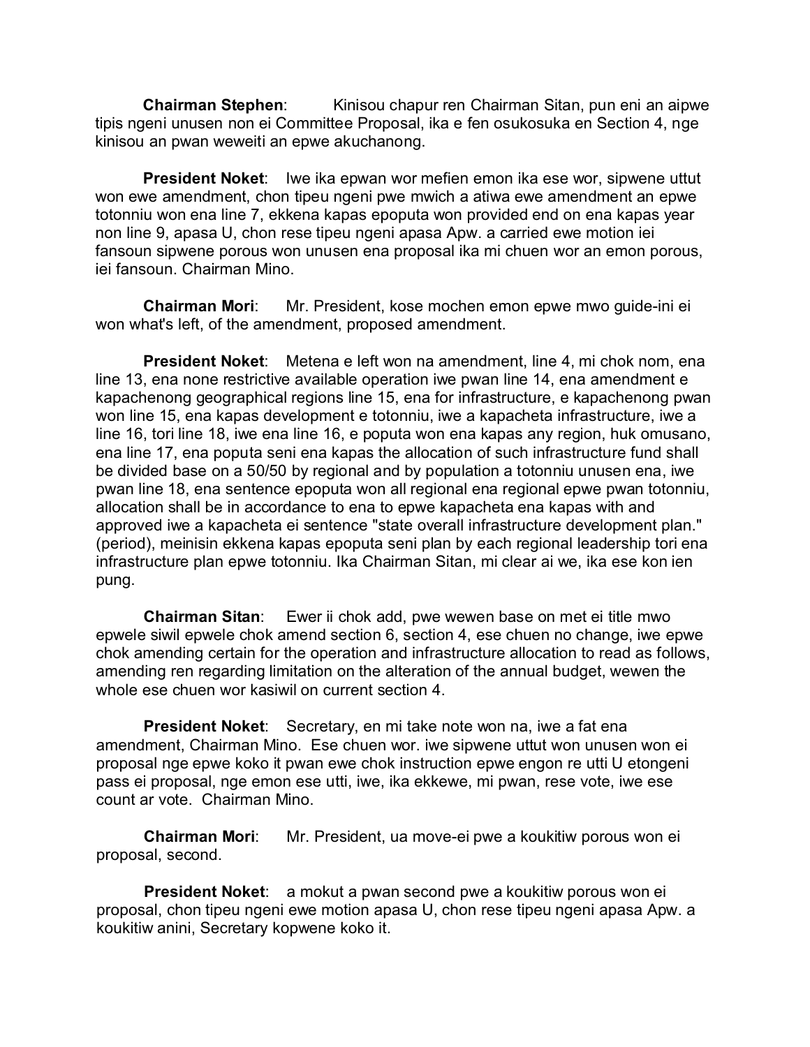**Chairman Stephen**: Kinisou chapur ren Chairman Sitan, pun eni an aipwe tipis ngeni unusen non ei Committee Proposal, ika e fen osukosuka en Section 4, nge kinisou an pwan weweiti an epwe akuchanong.

**President Noket**: Iwe ika epwan wor mefien emon ika ese wor, sipwene uttut won ewe amendment, chon tipeu ngeni pwe mwich a atiwa ewe amendment an epwe totonniu won ena line 7, ekkena kapas epoputa won provided end on ena kapas year non line 9, apasa U, chon rese tipeu ngeni apasa Apw. a carried ewe motion iei fansoun sipwene porous won unusen ena proposal ika mi chuen wor an emon porous, iei fansoun. Chairman Mino.

**Chairman Mori**: Mr. President, kose mochen emon epwe mwo guide-ini ei won what's left, of the amendment, proposed amendment.

**President Noket**: Metena e left won na amendment, line 4, mi chok nom, ena line 13, ena none restrictive available operation iwe pwan line 14, ena amendment e kapachenong geographical regions line 15, ena for infrastructure, e kapachenong pwan won line 15, ena kapas development e totonniu, iwe a kapacheta infrastructure, iwe a line 16, tori line 18, iwe ena line 16, e poputa won ena kapas any region, huk omusano, ena line 17, ena poputa seni ena kapas the allocation of such infrastructure fund shall be divided base on a 50/50 by regional and by population a totonniu unusen ena, iwe pwan line 18, ena sentence epoputa won all regional ena regional epwe pwan totonniu, allocation shall be in accordance to ena to epwe kapacheta ena kapas with and approved iwe a kapacheta ei sentence "state overall infrastructure development plan." (period), meinisin ekkena kapas epoputa seni plan by each regional leadership tori ena infrastructure plan epwe totonniu. Ika Chairman Sitan, mi clear ai we, ika ese kon ien pung.

**Chairman Sitan**: Ewer ii chok add, pwe wewen base on met ei title mwo epwele siwil epwele chok amend section 6, section 4, ese chuen no change, iwe epwe chok amending certain for the operation and infrastructure allocation to read as follows, amending ren regarding limitation on the alteration of the annual budget, wewen the whole ese chuen wor kasiwil on current section 4.

**President Noket**: Secretary, en mi take note won na, iwe a fat ena amendment, Chairman Mino. Ese chuen wor. iwe sipwene uttut won unusen won ei proposal nge epwe koko it pwan ewe chok instruction epwe engon re utti U etongeni pass ei proposal, nge emon ese utti, iwe, ika ekkewe, mi pwan, rese vote, iwe ese count ar vote. Chairman Mino.

**Chairman Mori**: Mr. President, ua move-ei pwe a koukitiw porous won ei proposal, second.

**President Noket**: a mokut a pwan second pwe a koukitiw porous won ei proposal, chon tipeu ngeni ewe motion apasa U, chon rese tipeu ngeni apasa Apw. a koukitiw anini, Secretary kopwene koko it.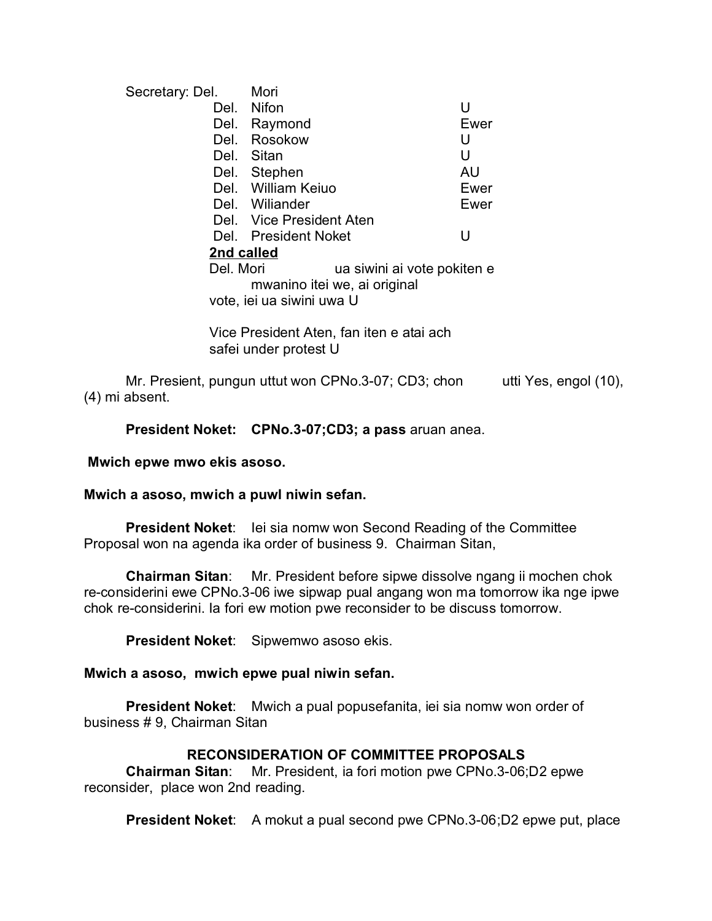Secretary: Del. Mori

| | | |
|---|---|---|
| Del. | Nifon | U |
| Del. | Raymond | Ewer |
| Del. | Rosokow | U |
| Del. | Sitan | U |
| Del. | Stephen | AU |
| Del. | William Keiuo | Ewer |
| Del. | Wiliander | Ewer |
| Del. | Vice President Aten | |
| Del. | President Noket | U |

**2nd called**

Del. Mori ua siwini ai vote pokiten e mwanino itei we, ai original vote, iei ua siwini uwa U

Vice President Aten, fan iten e atai ach safei under protest U

Mr. Presient, pungun uttut won CPNo.3-07; CD3; chon utti Yes, engol (10), (4) mi absent.

**President Noket: CPNo.3-07;CD3; a pass** aruan anea.

**Mwich epwe mwo ekis asoso.**

**Mwich a asoso, mwich a puwl niwin sefan.**

**President Noket**: Iei sia nomw won Second Reading of the Committee Proposal won na agenda ika order of business 9. Chairman Sitan,

**Chairman Sitan**: Mr. President before sipwe dissolve ngang ii mochen chok re-considerini ewe CPNo.3-06 iwe sipwap pual angang won ma tomorrow ika nge ipwe chok re-considerini. Ia fori ew motion pwe reconsider to be discuss tomorrow.

**President Noket**: Sipwemwo asoso ekis.

**Mwich a asoso, mwich epwe pual niwin sefan.**

**President Noket**: Mwich a pual popusefanita, iei sia nomw won order of business # 9, Chairman Sitan

**RECONSIDERATION OF COMMITTEE PROPOSALS**

**Chairman Sitan**: Mr. President, ia fori motion pwe CPNo.3-06;D2 epwe reconsider, place won 2nd reading.

**President Noket**: A mokut a pual second pwe CPNo.3-06;D2 epwe put, place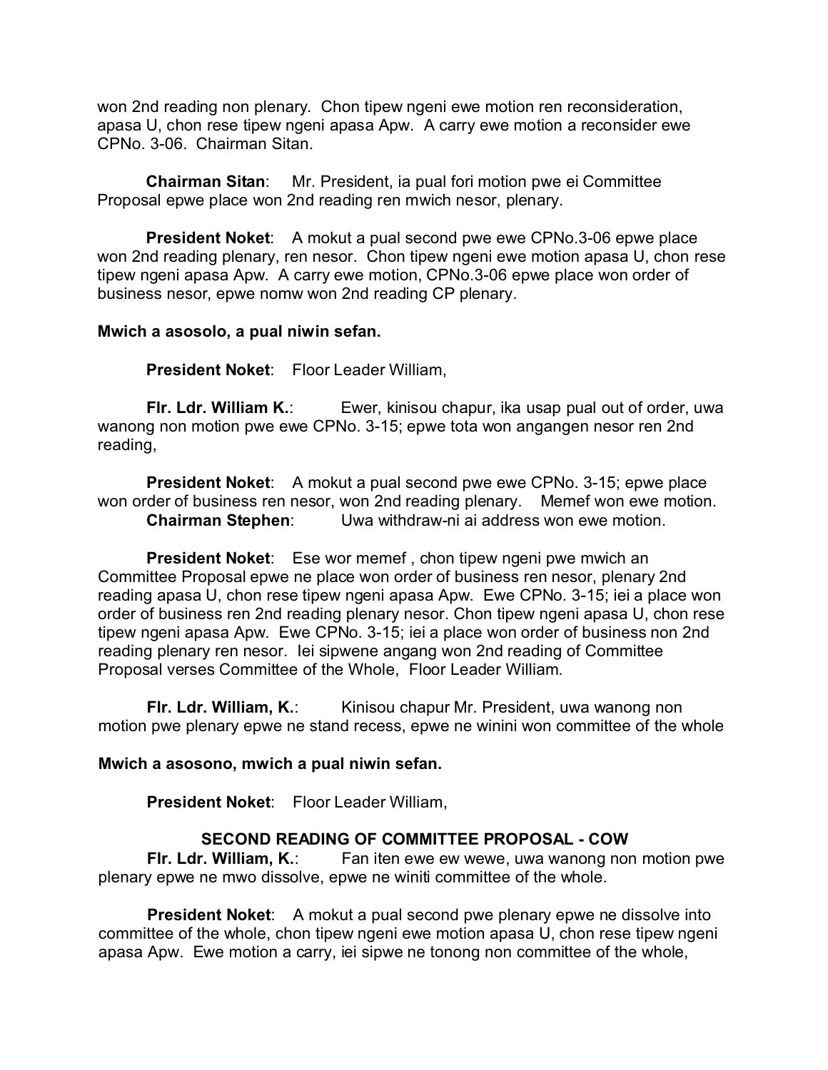won 2nd reading non plenary. Chon tipew ngeni ewe motion ren reconsideration, apasa U, chon rese tipew ngeni apasa Apw. A carry ewe motion a reconsider ewe CPNo. 3-06. Chairman Sitan.

**Chairman Sitan**: Mr. President, ia pual fori motion pwe ei Committee Proposal epwe place won 2nd reading ren mwich nesor, plenary.

**President Noket**: A mokut a pual second pwe ewe CPNo.3-06 epwe place won 2nd reading plenary, ren nesor. Chon tipew ngeni ewe motion apasa U, chon rese tipew ngeni apasa Apw. A carry ewe motion, CPNo.3-06 epwe place won order of business nesor, epwe nomw won 2nd reading CP plenary.

**Mwich a asosolo, a pual niwin sefan.**

**President Noket**: Floor Leader William,

**Flr. Ldr. William K.**: Ewer, kinisou chapur, ika usap pual out of order, uwa wanong non motion pwe ewe CPNo. 3-15; epwe tota won angangen nesor ren 2nd reading,

**President Noket**: A mokut a pual second pwe ewe CPNo. 3-15; epwe place won order of business ren nesor, won 2nd reading plenary. Memef won ewe motion.

**Chairman Stephen**: Uwa withdraw-ni ai address won ewe motion.

**President Noket**: Ese wor memef , chon tipew ngeni pwe mwich an Committee Proposal epwe ne place won order of business ren nesor, plenary 2nd reading apasa U, chon rese tipew ngeni apasa Apw. Ewe CPNo. 3-15; iei a place won order of business ren 2nd reading plenary nesor. Chon tipew ngeni apasa U, chon rese tipew ngeni apasa Apw. Ewe CPNo. 3-15; iei a place won order of business non 2nd reading plenary ren nesor. Iei sipwene angang won 2nd reading of Committee Proposal verses Committee of the Whole, Floor Leader William.

**Flr. Ldr. William, K.**: Kinisou chapur Mr. President, uwa wanong non motion pwe plenary epwe ne stand recess, epwe ne winini won committee of the whole

**Mwich a asosono, mwich a pual niwin sefan.**

**President Noket**: Floor Leader William,

### SECOND READING OF COMMITTEE PROPOSAL - COW

**Flr. Ldr. William, K.**: Fan iten ewe ew wewe, uwa wanong non motion pwe plenary epwe ne mwo dissolve, epwe ne winiti commitee of the whole.

**President Noket**: A mokut a pual second pwe plenary epwe ne dissolve into committee of the whole, chon tipew ngeni ewe motion apasa U, chon rese tipew ngeni apasa Apw. Ewe motion a carry, iei sipwe ne tonong non committee of the whole,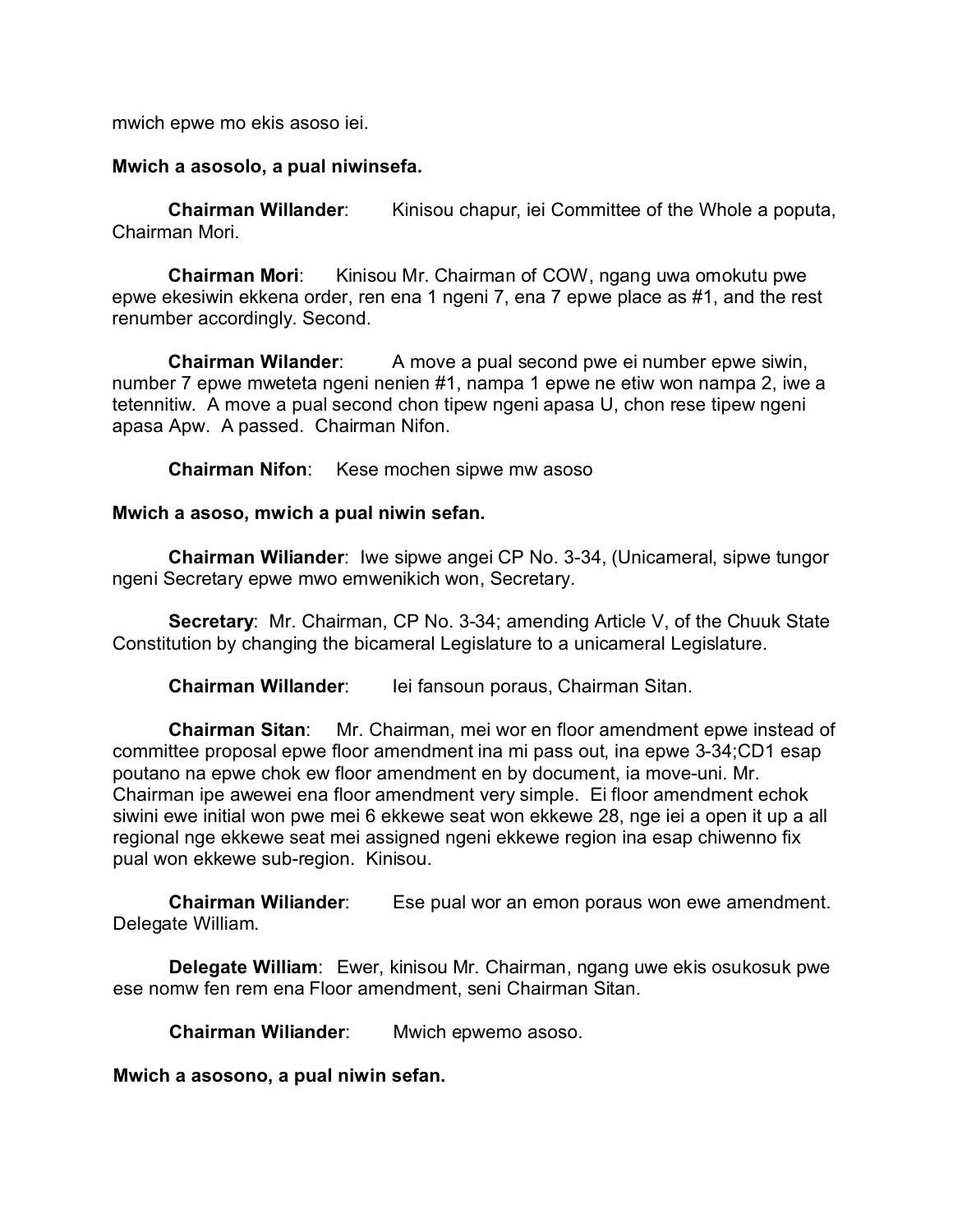mwich epwe mo ekis asoso iei.

**Mwich a asosolo, a pual niwinsefa.**

**Chairman Willander**: Kinisou chapur, iei Committee of the Whole a poputa, Chairman Mori.

**Chairman Mori**: Kinisou Mr. Chairman of COW, ngang uwa omokutu pwe epwe ekesiwin ekkena order, ren ena 1 ngeni 7, ena 7 epwe place as #1, and the rest renumber accordingly. Second.

**Chairman Wilander**: A move a pual second pwe ei number epwe siwin, number 7 epwe mweteta ngeni nenien #1, nampa 1 epwe ne etiw won nampa 2, iwe a tetennitiw. A move a pual second chon tipew ngeni apasa U, chon rese tipew ngeni apasa Apw. A passed. Chairman Nifon.

**Chairman Nifon**: Kese mochen sipwe mw asoso

**Mwich a asoso, mwich a pual niwin sefan.**

**Chairman Wiliander**: Iwe sipwe angei CP No. 3-34, (Unicameral, sipwe tungor ngeni Secretary epwe mwo emwenikich won, Secretary.

**Secretary**: Mr. Chairman, CP No. 3-34; amending Article V, of the Chuuk State Constitution by changing the bicameral Legislature to a unicameral Legislature.

**Chairman Willander**: Iei fansoun poraus, Chairman Sitan.

**Chairman Sitan**: Mr. Chairman, mei wor en floor amendment epwe instead of committee proposal epwe floor amendment ina mi pass out, ina epwe 3-34;CD1 esap poutano na epwe chok ew floor amendment en by document, ia move-uni. Mr. Chairman ipe awewei ena floor amendment very simple. Ei floor amendment echok siwini ewe initial won pwe mei 6 ekkewe seat won ekkewe 28, nge iei a open it up a all regional nge ekkewe seat mei assigned ngeni ekkewe region ina esap chiwenno fix pual won ekkewe sub-region. Kinisou.

**Chairman Wiliander**: Ese pual wor an emon poraus won ewe amendment. Delegate William.

**Delegate William**: Ewer, kinisou Mr. Chairman, ngang uwe ekis osukosuk pwe ese nomw fen rem ena Floor amendment, seni Chairman Sitan.

**Chairman Wiliander**: Mwich epwemo asoso.

**Mwich a asosono, a pual niwin sefan.**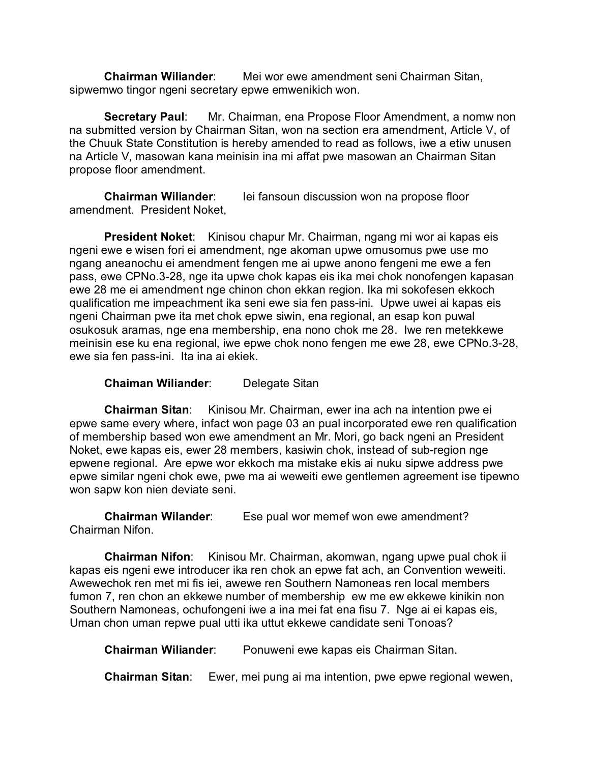**Chairman Wiliander**: Mei wor ewe amendment seni Chairman Sitan, sipwemwo tingor ngeni secretary epwe emwenikich won.

**Secretary Paul**: Mr. Chairman, ena Propose Floor Amendment, a nomw non na submitted version by Chairman Sitan, won na section era amendment, Article V, of the Chuuk State Constitution is hereby amended to read as follows, iwe a etiw unusen na Article V, masowan kana meinisin ina mi affat pwe masowan an Chairman Sitan propose floor amendment.

**Chairman Wiliander**: Iei fansoun discussion won na propose floor amendment. President Noket,

**President Noket**: Kinisou chapur Mr. Chairman, ngang mi wor ai kapas eis ngeni ewe e wisen fori ei amendment, nge akoman upwe omusomus pwe use mo ngang aneanochu ei amendment fengen me ai upwe anono fengeni me ewe a fen pass, ewe CPNo.3-28, nge ita upwe chok kapas eis ika mei chok nonofengen kapasan ewe 28 me ei amendment nge chinon chon ekkan region. Ika mi sokofesen ekkoch qualification me impeachment ika seni ewe sia fen pass-ini. Upwe uwei ai kapas eis ngeni Chairman pwe ita met chok epwe siwin, ena regional, an esap kon puwal osukosuk aramas, nge ena membership, ena nono chok me 28. Iwe ren metekkewe meinisin ese ku ena regional, iwe epwe chok nono fengen me ewe 28, ewe CPNo.3-28, ewe sia fen pass-ini. Ita ina ai ekiek.

**Chaiman Wiliander**: Delegate Sitan

**Chairman Sitan**: Kinisou Mr. Chairman, ewer ina ach na intention pwe ei epwe same every where, infact won page 03 an pual incorporated ewe ren qualification of membership based won ewe amendment an Mr. Mori, go back ngeni an President Noket, ewe kapas eis, ewer 28 members, kasiwin chok, instead of sub-region nge epwene regional. Are epwe wor ekkoch ma mistake ekis ai nuku sipwe address pwe epwe similar ngeni chok ewe, pwe ma ai weweiti ewe gentlemen agreement ise tipewno won sapw kon nien deviate seni.

**Chairman Wilander**: Ese pual wor memef won ewe amendment? Chairman Nifon.

**Chairman Nifon**: Kinisou Mr. Chairman, akomwan, ngang upwe pual chok ii kapas eis ngeni ewe introducer ika ren chok an epwe fat ach, an Convention weweiti. Awewechok ren met mi fis iei, awewe ren Southern Namoneas ren local members fumon 7, ren chon an ekkewe number of membership ew me ew ekkewe kinikin non Southern Namoneas, ochufongeni iwe a ina mei fat ena fisu 7. Nge ai ei kapas eis, Uman chon uman repwe pual utti ika uttut ekkewe candidate seni Tonoas?

**Chairman Wiliander**: Ponuweni ewe kapas eis Chairman Sitan.

**Chairman Sitan**: Ewer, mei pung ai ma intention, pwe epwe regional wewen,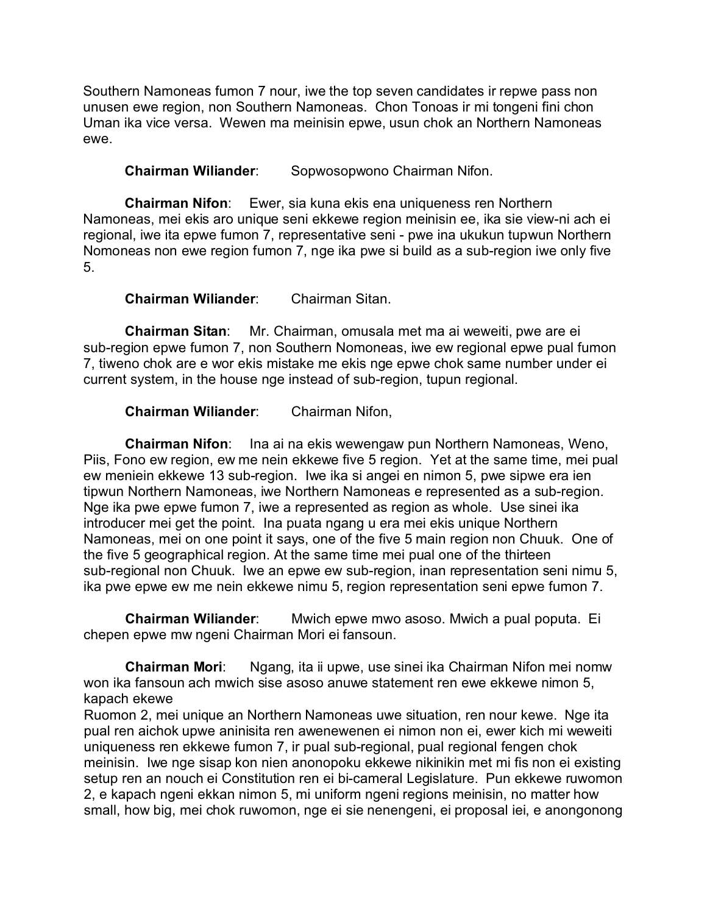Southern Namoneas fumon 7 nour, iwe the top seven candidates ir repwe pass non unusen ewe region, non Southern Namoneas. Chon Tonoas ir mi tongeni fini chon Uman ika vice versa. Wewen ma meinisin epwe, usun chok an Northern Namoneas ewe.

**Chairman Wiliander**: Sopwosopwono Chairman Nifon.

**Chairman Nifon**: Ewer, sia kuna ekis ena uniqueness ren Northern Namoneas, mei ekis aro unique seni ekkewe region meinisin ee, ika sie view-ni ach ei regional, iwe ita epwe fumon 7, representative seni - pwe ina ukukun tupwun Northern Nomoneas non ewe region fumon 7, nge ika pwe si build as a sub-region iwe only five 5.

**Chairman Wiliander**: Chairman Sitan.

**Chairman Sitan**: Mr. Chairman, omusala met ma ai weweiti, pwe are ei sub-region epwe fumon 7, non Southern Nomoneas, iwe ew regional epwe pual fumon 7, tiweno chok are e wor ekis mistake me ekis nge epwe chok same number under ei current system, in the house nge instead of sub-region, tupun regional.

**Chairman Wiliander**: Chairman Nifon,

**Chairman Nifon**: Ina ai na ekis wewengaw pun Northern Namoneas, Weno, Piis, Fono ew region, ew me nein ekkewe five 5 region. Yet at the same time, mei pual ew meniein ekkewe 13 sub-region. Iwe ika si angei en nimon 5, pwe sipwe era ien tipwun Northern Namoneas, iwe Northern Namoneas e represented as a sub-region. Nge ika pwe epwe fumon 7, iwe a represented as region as whole. Use sinei ika introducer mei get the point. Ina puata ngang u era mei ekis unique Northern Namoneas, mei on one point it says, one of the five 5 main region non Chuuk. One of the five 5 geographical region. At the same time mei pual one of the thirteen sub-regional non Chuuk. Iwe an epwe ew sub-region, inan representation seni nimu 5, ika pwe epwe ew me nein ekkewe nimu 5, region representation seni epwe fumon 7.

**Chairman Wiliander**: Mwich epwe mwo asoso. Mwich a pual poputa. Ei chepen epwe mw ngeni Chairman Mori ei fansoun.

**Chairman Mori**: Ngang, ita ii upwe, use sinei ika Chairman Nifon mei nomw won ika fansoun ach mwich sise asoso anuwe statement ren ewe ekkewe nimon 5, kapach ekewe Ruomon 2, mei unique an Northern Namoneas uwe situation, ren nour kewe. Nge ita pual ren aichok upwe aninisita ren awenewenen ei nimon non ei, ewer kich mi weweiti uniqueness ren ekkewe fumon 7, ir pual sub-regional, pual regional fengen chok meinisin. Iwe nge sisap kon nien anonopoku ekkewe nikinikin met mi fis non ei existing setup ren an nouch ei Constitution ren ei bi-cameral Legislature. Pun ekkewe ruwomon 2, e kapach ngeni ekkan nimon 5, mi uniform ngeni regions meinisin, no matter how small, how big, mei chok ruwomon, nge ei sie nenengeni, ei proposal iei, e anongonong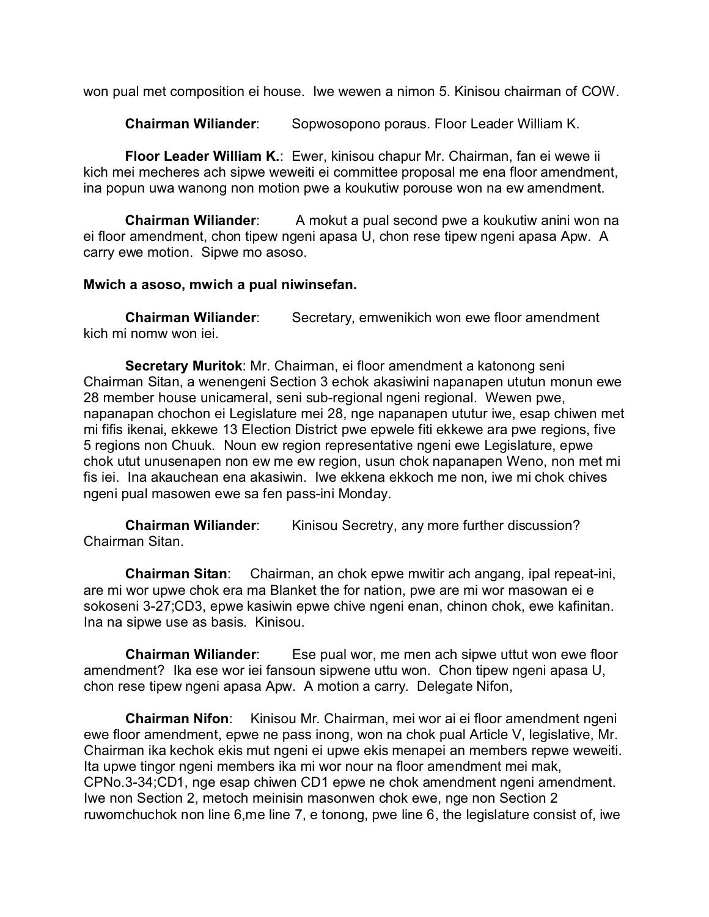won pual met composition ei house. Iwe wewen a nimon 5. Kinisou chairman of COW.

**Chairman Wiliander**: Sopwosopono poraus. Floor Leader William K.

**Floor Leader William K.**: Ewer, kinisou chapur Mr. Chairman, fan ei wewe ii kich mei mecheres ach sipwe weweiti ei committee proposal me ena floor amendment, ina popun uwa wanong non motion pwe a koukutiw porouse won na ew amendment.

**Chairman Wiliander**: A mokut a pual second pwe a koukutiw anini won na ei floor amendment, chon tipew ngeni apasa U, chon rese tipew ngeni apasa Apw. A carry ewe motion. Sipwe mo asoso.

**Mwich a asoso, mwich a pual niwinsefan.**

**Chairman Wiliander**: Secretary, emwenikich won ewe floor amendment kich mi nomw won iei.

**Secretary Muritok**: Mr. Chairman, ei floor amendment a katonong seni Chairman Sitan, a wenengeni Section 3 echok akasiwini napanapen ututun monun ewe 28 member house unicameral, seni sub-regional ngeni regional. Wewen pwe, napanapan chochon ei Legislature mei 28, nge napanapen ututur iwe, esap chiwen met mi fifis ikenai, ekkewe 13 Election District pwe epwele fiti ekkewe ara pwe regions, five 5 regions non Chuuk. Noun ew region representative ngeni ewe Legislature, epwe chok utut unusenapen non ew me ew region, usun chok napanapen Weno, non met mi fis iei. Ina akauchean ena akasiwin. Iwe ekkena ekkoch me non, iwe mi chok chives ngeni pual masowen ewe sa fen pass-ini Monday.

**Chairman Wiliander**: Kinisou Secretry, any more further discussion? Chairman Sitan.

**Chairman Sitan**: Chairman, an chok epwe mwitir ach angang, ipal repeat-ini, are mi wor upwe chok era ma Blanket the for nation, pwe are mi wor masowan ei e sokoseni 3-27;CD3, epwe kasiwin epwe chive ngeni enan, chinon chok, ewe kafinitan. Ina na sipwe use as basis. Kinisou.

**Chairman Wiliander**: Ese pual wor, me men ach sipwe uttut won ewe floor amendment? Ika ese wor iei fansoun sipwene uttu won. Chon tipew ngeni apasa U, chon rese tipew ngeni apasa Apw. A motion a carry. Delegate Nifon,

**Chairman Nifon**: Kinisou Mr. Chairman, mei wor ai ei floor amendment ngeni ewe floor amendment, epwe ne pass inong, won na chok pual Article V, legislative, Mr. Chairman ika kechok ekis mut ngeni ei upwe ekis menapei an members repwe weweiti. Ita upwe tingor ngeni members ika mi wor nour na floor amendment mei mak, CPNo.3-34;CD1, nge esap chiwen CD1 epwe ne chok amendment ngeni amendment. Iwe non Section 2, metoch meinisin masonwen chok ewe, nge non Section 2 ruwomchuchok non line 6,me line 7, e tonong, pwe line 6, the legislature consist of, iwe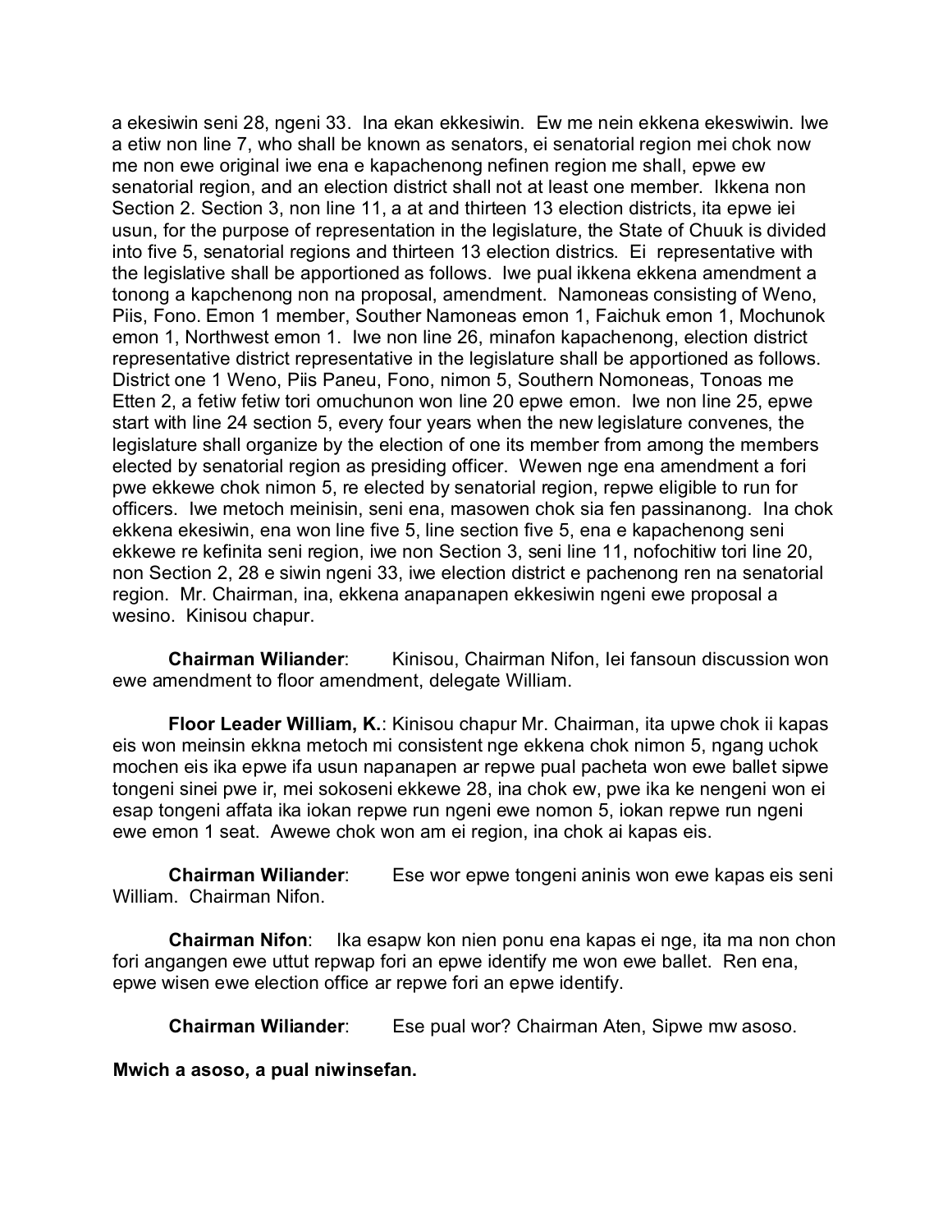a ekesiwin seni 28, ngeni 33. Ina ekan ekkesiwin. Ew me nein ekkena ekeswiwin. Iwe a etiw non line 7, who shall be known as senators, ei senatorial region mei chok now me non ewe original iwe ena e kapachenong nefinen region me shall, epwe ew senatorial region, and an election district shall not at least one member. Ikkena non Section 2. Section 3, non line 11, a at and thirteen 13 election districts, ita epwe iei usun, for the purpose of representation in the legislature, the State of Chuuk is divided into five 5, senatorial regions and thirteen 13 election districs. Ei representative with the legislative shall be apportioned as follows. Iwe pual ikkena ekkena amendment a tonong a kapchenong non na proposal, amendment. Namoneas consisting of Weno, Piis, Fono. Emon 1 member, Souther Namoneas emon 1, Faichuk emon 1, Mochunok emon 1, Northwest emon 1. Iwe non line 26, minafon kapachenong, election district representative district representative in the legislature shall be apportioned as follows. District one 1 Weno, Piis Paneu, Fono, nimon 5, Southern Nomoneas, Tonoas me Etten 2, a fetiw fetiw tori omuchunon won line 20 epwe emon. Iwe non line 25, epwe start with line 24 section 5, every four years when the new legislature convenes, the legislature shall organize by the election of one its member from among the members elected by senatorial region as presiding officer. Wewen nge ena amendment a fori pwe ekkewe chok nimon 5, re elected by senatorial region, repwe eligible to run for officers. Iwe metoch meinisin, seni ena, masowen chok sia fen passinanong. Ina chok ekkena ekesiwin, ena won line five 5, line section five 5, ena e kapachenong seni ekkewe re kefinita seni region, iwe non Section 3, seni line 11, nofochitiw tori line 20, non Section 2, 28 e siwin ngeni 33, iwe election district e pachenong ren na senatorial region. Mr. Chairman, ina, ekkena anapanapen ekkesiwin ngeni ewe proposal a wesino. Kinisou chapur.

**Chairman Wiliander**: Kinisou, Chairman Nifon, Iei fansoun discussion won ewe amendment to floor amendment, delegate William.

**Floor Leader William, K.**: Kinisou chapur Mr. Chairman, ita upwe chok ii kapas eis won meinsin ekkna metoch mi consistent nge ekkena chok nimon 5, ngang uchok mochen eis ika epwe ifa usun napanapen ar repwe pual pacheta won ewe ballet sipwe tongeni sinei pwe ir, mei sokoseni ekkewe 28, ina chok ew, pwe ika ke nengeni won ei esap tongeni affata ika iokan repwe run ngeni ewe nomon 5, iokan repwe run ngeni ewe emon 1 seat. Awewe chok won am ei region, ina chok ai kapas eis.

**Chairman Wiliander**: Ese wor epwe tongeni aninis won ewe kapas eis seni William. Chairman Nifon.

**Chairman Nifon**: Ika esapw kon nien ponu ena kapas ei nge, ita ma non chon fori angangen ewe uttut repwap fori an epwe identify me won ewe ballet. Ren ena, epwe wisen ewe election office ar repwe fori an epwe identify.

**Chairman Wiliander**: Ese pual wor? Chairman Aten, Sipwe mw asoso.

**Mwich a asoso, a pual niwinsefan.**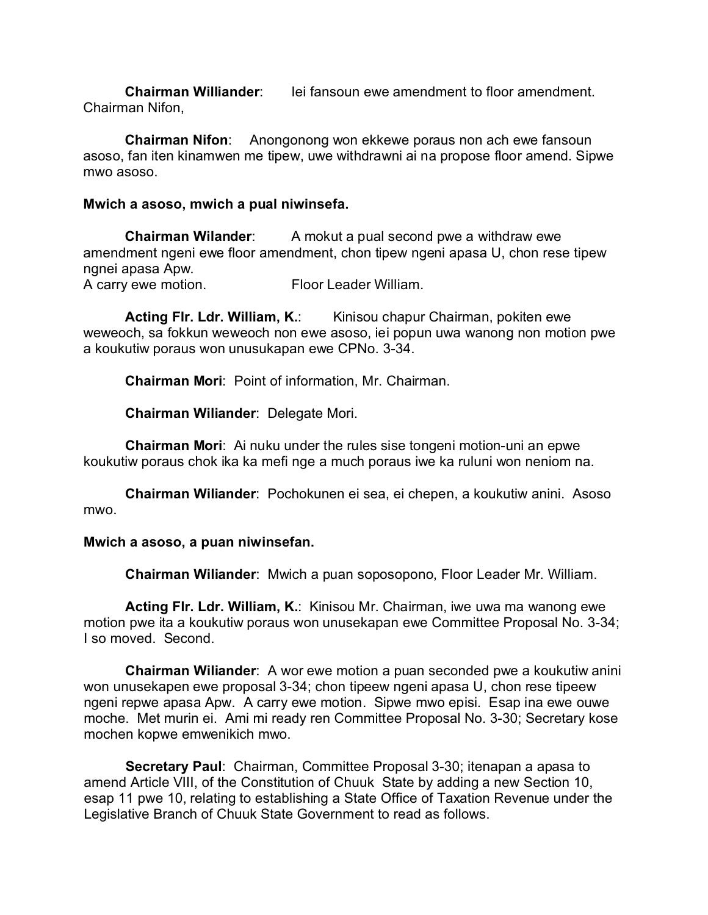**Chairman Williander**: Iei fansoun ewe amendment to floor amendment. Chairman Nifon,

**Chairman Nifon**: Anongonong won ekkewe poraus non ach ewe fansoun asoso, fan iten kinamwen me tipew, uwe withdrawni ai na propose floor amend. Sipwe mwo asoso.

**Mwich a asoso, mwich a pual niwinsefa.**

**Chairman Wilander**: A mokut a pual second pwe a withdraw ewe amendment ngeni ewe floor amendment, chon tipew ngeni apasa U, chon rese tipew ngnei apasa Apw.
A carry ewe motion. Floor Leader William.

**Acting Flr. Ldr. William, K.**: Kinisou chapur Chairman, pokiten ewe weweoch, sa fokkun weweoch non ewe asoso, iei popun uwa wanong non motion pwe a koukutiw poraus won unusukapan ewe CPNo. 3-34.

**Chairman Mori**: Point of information, Mr. Chairman.

**Chairman Wiliander**: Delegate Mori.

**Chairman Mori**: Ai nuku under the rules sise tongeni motion-uni an epwe koukutiw poraus chok ika ka mefi nge a much poraus iwe ka ruluni won neniom na.

**Chairman Wiliander**: Pochokunen ei sea, ei chepen, a koukutiw anini. Asoso mwo.

**Mwich a asoso, a puan niwinsefan.**

**Chairman Wiliander**: Mwich a puan soposopono, Floor Leader Mr. William.

**Acting Flr. Ldr. William, K.**: Kinisou Mr. Chairman, iwe uwa ma wanong ewe motion pwe ita a koukutiw poraus won unusekapan ewe Committee Proposal No. 3-34; I so moved. Second.

**Chairman Wiliander**: A wor ewe motion a puan seconded pwe a koukutiw anini won unusekapen ewe proposal 3-34; chon tipeew ngeni apasa U, chon rese tipeew ngeni repwe apasa Apw. A carry ewe motion. Sipwe mwo episi. Esap ina ewe ouwe moche. Met murin ei. Ami mi ready ren Committee Proposal No. 3-30; Secretary kose mochen kopwe emwenikich mwo.

**Secretary Paul**: Chairman, Committee Proposal 3-30; itenapan a apasa to amend Article VIII, of the Constitution of Chuuk State by adding a new Section 10, esap 11 pwe 10, relating to establishing a State Office of Taxation Revenue under the Legislative Branch of Chuuk State Government to read as follows.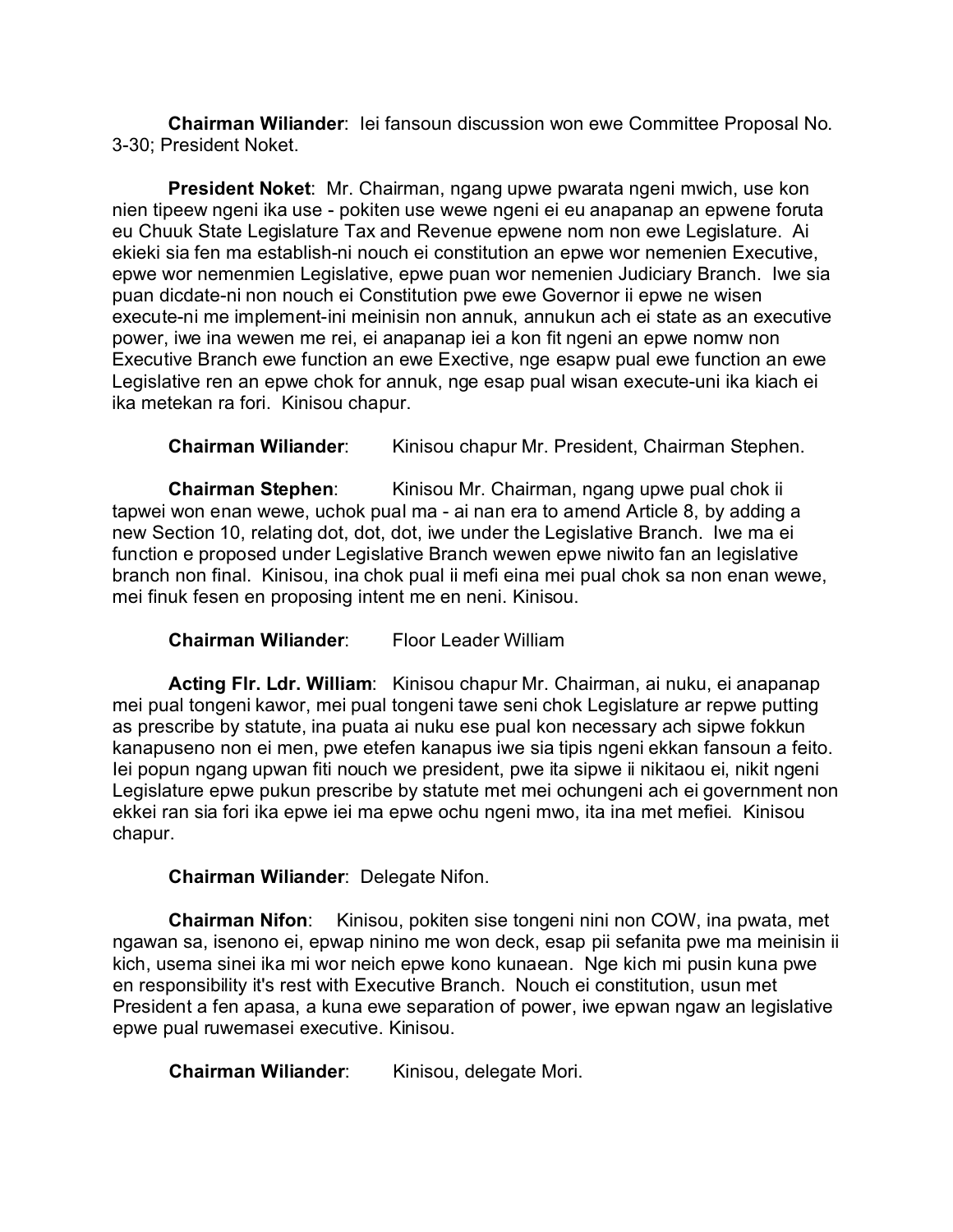**Chairman Wiliander**: Iei fansoun discussion won ewe Committee Proposal No. 3-30; President Noket.

**President Noket**: Mr. Chairman, ngang upwe pwarata ngeni mwich, use kon nien tipeew ngeni ika use - pokiten use wewe ngeni ei eu anapanap an epwene foruta eu Chuuk State Legislature Tax and Revenue epwene nom non ewe Legislature. Ai ekieki sia fen ma establish-ni nouch ei constitution an epwe wor nemenien Executive, epwe wor nemenmien Legislative, epwe puan wor nemenien Judiciary Branch. Iwe sia puan dicdate-ni non nouch ei Constitution pwe ewe Governor ii epwe ne wisen execute-ni me implement-ini meinisin non annuk, annukun ach ei state as an executive power, iwe ina wewen me rei, ei anapanap iei a kon fit ngeni an epwe nomw non Executive Branch ewe function an ewe Exective, nge esapw pual ewe function an ewe Legislative ren an epwe chok for annuk, nge esap pual wisan execute-uni ika kiach ei ika metekan ra fori. Kinisou chapur.

**Chairman Wiliander**: Kinisou chapur Mr. President, Chairman Stephen.

**Chairman Stephen**: Kinisou Mr. Chairman, ngang upwe pual chok ii tapwei won enan wewe, uchok pual ma - ai nan era to amend Article 8, by adding a new Section 10, relating dot, dot, dot, iwe under the Legislative Branch. Iwe ma ei function e proposed under Legislative Branch wewen epwe niwito fan an legislative branch non final. Kinisou, ina chok pual ii mefi eina mei pual chok sa non enan wewe, mei finuk fesen en proposing intent me en neni. Kinisou.

**Chairman Wiliander**: Floor Leader William

**Acting Flr. Ldr. William**: Kinisou chapur Mr. Chairman, ai nuku, ei anapanap mei pual tongeni kawor, mei pual tongeni tawe seni chok Legislature ar repwe putting as prescribe by statute, ina puata ai nuku ese pual kon necessary ach sipwe fokkun kanapuseno non ei men, pwe etefen kanapus iwe sia tipis ngeni ekkan fansoun a feito. Iei popun ngang upwan fiti nouch we president, pwe ita sipwe ii nikitaou ei, nikit ngeni Legislature epwe pukun prescribe by statute met mei ochungeni ach ei government non ekkei ran sia fori ika epwe iei ma epwe ochu ngeni mwo, ita ina met mefiei. Kinisou chapur.

**Chairman Wiliander**: Delegate Nifon.

**Chairman Nifon**: Kinisou, pokiten sise tongeni nini non COW, ina pwata, met ngawan sa, isenono ei, epwap ninino me won deck, esap pii sefanita pwe ma meinisin ii kich, usema sinei ika mi wor neich epwe kono kunaean. Nge kich mi pusin kuna pwe en responsibility it's rest with Executive Branch. Nouch ei constitution, usun met President a fen apasa, a kuna ewe separation of power, iwe epwan ngaw an legislative epwe pual ruwemasei executive. Kinisou.

**Chairman Wiliander**: Kinisou, delegate Mori.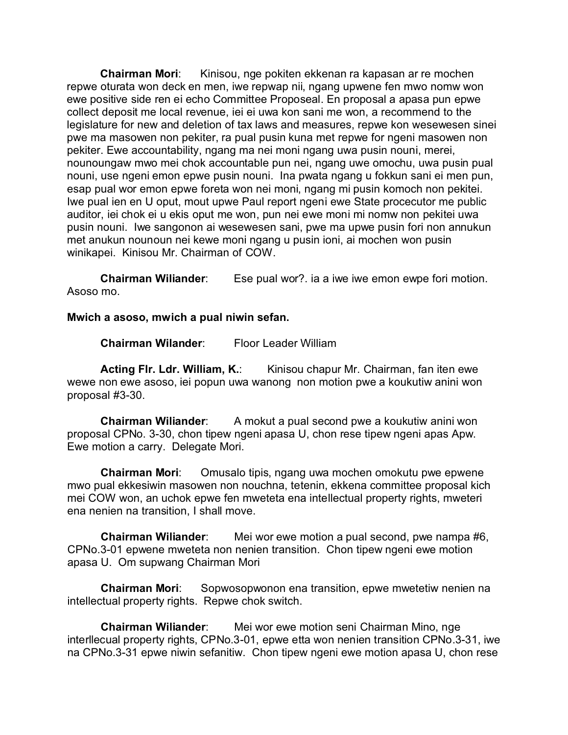**Chairman Mori**: Kinisou, nge pokiten ekkenan ra kapasan ar re mochen repwe oturata won deck en men, iwe repwap nii, ngang upwene fen mwo nomw won ewe positive side ren ei echo Committee Proposeal. En proposal a apasa pun epwe collect deposit me local revenue, iei ei uwa kon sani me won, a recommend to the legislature for new and deletion of tax laws and measures, repwe kon wesewesen sinei pwe ma masowen non pekiter, ra pual pusin kuna met repwe for ngeni masowen non pekiter. Ewe accountability, ngang ma nei moni ngang uwa pusin nouni, merei, nounoungaw mwo mei chok accountable pun nei, ngang uwe omochu, uwa pusin pual nouni, use ngeni emon epwe pusin nouni. Ina pwata ngang u fokkun sani ei men pun, esap pual wor emon epwe foreta won nei moni, ngang mi pusin komoch non pekitei. Iwe pual ien en U oput, mout upwe Paul report ngeni ewe State procecutor me public auditor, iei chok ei u ekis oput me won, pun nei ewe moni mi nomw non pekitei uwa pusin nouni. Iwe sangonon ai wesewesen sani, pwe ma upwe pusin fori non annukun met anukun nounoun nei kewe moni ngang u pusin ioni, ai mochen won pusin winikapei. Kinisou Mr. Chairman of COW.

**Chairman Wiliander**: Ese pual wor?. ia a iwe iwe emon ewpe fori motion. Asoso mo.

**Mwich a asoso, mwich a pual niwin sefan.**

**Chairman Wilander**: Floor Leader William

**Acting Flr. Ldr. William, K.**: Kinisou chapur Mr. Chairman, fan iten ewe wewe non ewe asoso, iei popun uwa wanong non motion pwe a koukutiw anini won proposal #3-30.

**Chairman Wiliander**: A mokut a pual second pwe a koukutiw anini won proposal CPNo. 3-30, chon tipew ngeni apasa U, chon rese tipew ngeni apas Apw. Ewe motion a carry. Delegate Mori.

**Chairman Mori**: Omusalo tipis, ngang uwa mochen omokutu pwe epwene mwo pual ekkesiwin masowen non nouchna, tetenin, ekkena committee proposal kich mei COW won, an uchok epwe fen mweteta ena intellectual property rights, mweteri ena nenien na transition, I shall move.

**Chairman Wiliander**: Mei wor ewe motion a pual second, pwe nampa #6, CPNo.3-01 epwene mweteta non nenien transition. Chon tipew ngeni ewe motion apasa U. Om supwang Chairman Mori

**Chairman Mori**: Sopwosopwonon ena transition, epwe mwetetiw nenien na intellectual property rights. Repwe chok switch.

**Chairman Wiliander**: Mei wor ewe motion seni Chairman Mino, nge interllecual property rights, CPNo.3-01, epwe etta won nenien transition CPNo.3-31, iwe na CPNo.3-31 epwe niwin sefanitiw. Chon tipew ngeni ewe motion apasa U, chon rese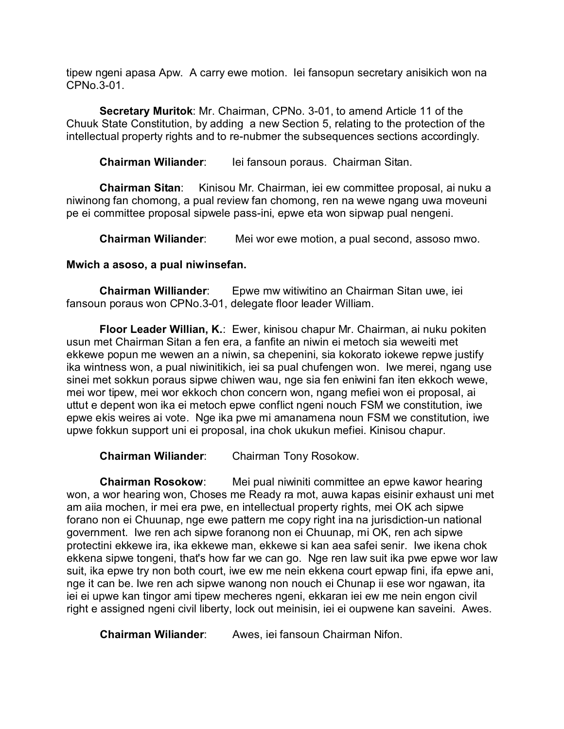tipew ngeni apasa Apw. A carry ewe motion. Iei fansopun secretary anisikich won na CPNo.3-01.

**Secretary Muritok**: Mr. Chairman, CPNo. 3-01, to amend Article 11 of the Chuuk State Constitution, by adding a new Section 5, relating to the protection of the intellectual property rights and to re-nubmer the subsequences sections accordingly.

**Chairman Wiliander**: Iei fansoun poraus. Chairman Sitan.

**Chairman Sitan**: Kinisou Mr. Chairman, iei ew committee proposal, ai nuku a niwinong fan chomong, a pual review fan chomong, ren na wewe ngang uwa moveuni pe ei committee proposal sipwele pass-ini, epwe eta won sipwap pual nengeni.

**Chairman Wiliander**: Mei wor ewe motion, a pual second, assoso mwo.

**Mwich a asoso, a pual niwinsefan.**

**Chairman Williander**: Epwe mw witiwitino an Chairman Sitan uwe, iei fansoun poraus won CPNo.3-01, delegate floor leader William.

**Floor Leader Willian, K.**: Ewer, kinisou chapur Mr. Chairman, ai nuku pokiten usun met Chairman Sitan a fen era, a fanfite an niwin ei metoch sia weweiti met ekkewe popun me wewen an a niwin, sa chepenini, sia kokorato iokewe repwe justify ika wintness won, a pual niwinitikich, iei sa pual chufengen won. Iwe merei, ngang use sinei met sokkun poraus sipwe chiwen wau, nge sia fen eniwini fan iten ekkoch wewe, mei wor tipew, mei wor ekkoch chon concern won, ngang mefiei won ei proposal, ai uttut e depent won ika ei metoch epwe conflict ngeni nouch FSM we constitution, iwe epwe ekis weires ai vote. Nge ika pwe mi amanamena noun FSM we constitution, iwe upwe fokkun support uni ei proposal, ina chok ukukun mefiei. Kinisou chapur.

**Chairman Wiliander**: Chairman Tony Rosokow.

**Chairman Rosokow**: Mei pual niwiniti committee an epwe kawor hearing won, a wor hearing won, Choses me Ready ra mot, auwa kapas eisinir exhaust uni met am aiia mochen, ir mei era pwe, en intellectual property rights, mei OK ach sipwe forano non ei Chuunap, nge ewe pattern me copy right ina na jurisdiction-un national government. Iwe ren ach sipwe foranong non ei Chuunap, mi OK, ren ach sipwe protectini ekkewe ira, ika ekkewe man, ekkewe si kan aea safei senir. Iwe ikena chok ekkena sipwe tongeni, that's how far we can go. Nge ren law suit ika pwe epwe wor law suit, ika epwe try non both court, iwe ew me nein ekkena court epwap fini, ifa epwe ani, nge it can be. Iwe ren ach sipwe wanong non nouch ei Chunap ii ese wor ngawan, ita iei ei upwe kan tingor ami tipew mecheres ngeni, ekkaran iei ew me nein engon civil right e assigned ngeni civil liberty, lock out meinisin, iei ei oupwene kan saveini. Awes.

**Chairman Wiliander**: Awes, iei fansoun Chairman Nifon.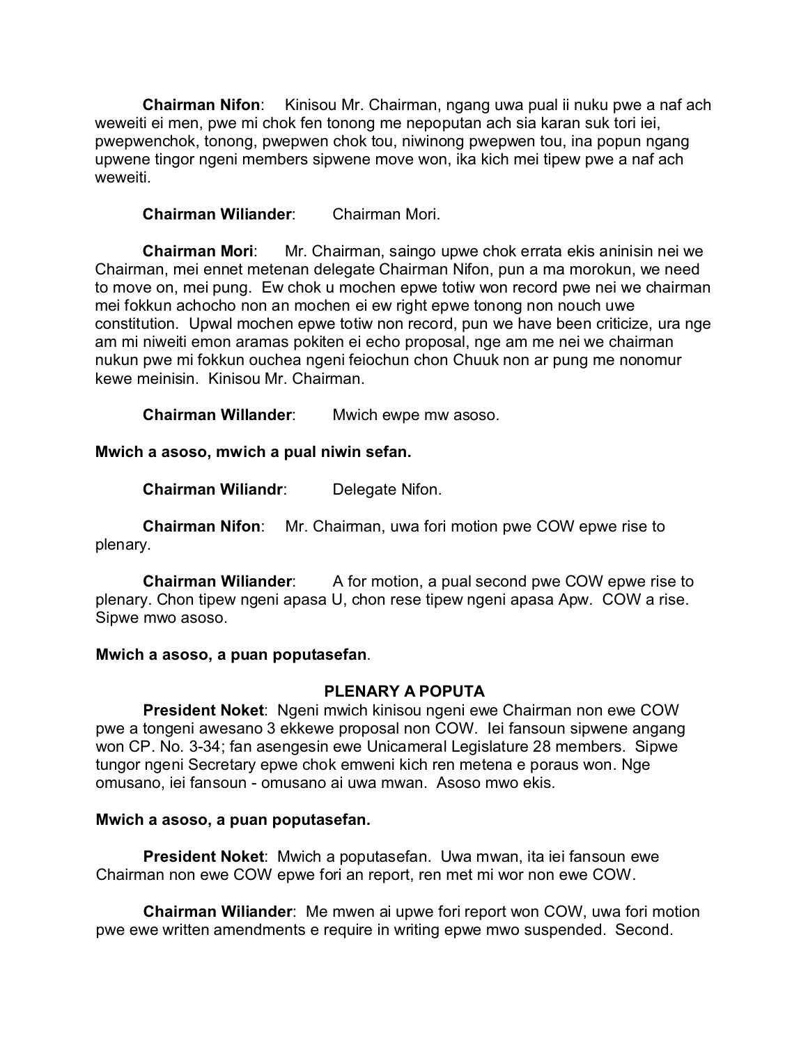**Chairman Nifon**: Kinisou Mr. Chairman, ngang uwa pual ii nuku pwe a naf ach weweiti ei men, pwe mi chok fen tonong me nepoputan ach sia karan suk tori iei, pwepwenchok, tonong, pwepwen chok tou, niwinong pwepwen tou, ina popun ngang upwene tingor ngeni members sipwene move won, ika kich mei tipew pwe a naf ach weweiti.

**Chairman Wiliander**: Chairman Mori.

**Chairman Mori**: Mr. Chairman, saingo upwe chok errata ekis aninisin nei we Chairman, mei ennet metenan delegate Chairman Nifon, pun a ma morokun, we need to move on, mei pung. Ew chok u mochen epwe totiw won record pwe nei we chairman mei fokkun achocho non an mochen ei ew right epwe tonong non nouch uwe constitution. Upwal mochen epwe totiw non record, pun we have been criticize, ura nge am mi niweiti emon aramas pokiten ei echo proposal, nge am me nei we chairman nukun pwe mi fokkun ouchea ngeni feiochun chon Chuuk non ar pung me nonomur kewe meinisin. Kinisou Mr. Chairman.

**Chairman Willander**: Mwich ewpe mw asoso.

**Mwich a asoso, mwich a pual niwin sefan.**

**Chairman Wiliandr**: Delegate Nifon.

**Chairman Nifon**: Mr. Chairman, uwa fori motion pwe COW epwe rise to plenary.

**Chairman Wiliander**: A for motion, a pual second pwe COW epwe rise to plenary. Chon tipew ngeni apasa U, chon rese tipew ngeni apasa Apw. COW a rise. Sipwe mwo asoso.

**Mwich a asoso, a puan poputasefan**.

**PLENARY A POPUTA**

**President Noket**: Ngeni mwich kinisou ngeni ewe Chairman non ewe COW pwe a tongeni awesano 3 ekkewe proposal non COW. Iei fansoun sipwene angang won CP. No. 3-34; fan asengesin ewe Unicameral Legislature 28 members. Sipwe tungor ngeni Secretary epwe chok emweni kich ren metena e poraus won. Nge omusano, iei fansoun - omusano ai uwa mwan. Asoso mwo ekis.

**Mwich a asoso, a puan poputasefan.**

**President Noket**: Mwich a poputasefan. Uwa mwan, ita iei fansoun ewe Chairman non ewe COW epwe fori an report, ren met mi wor non ewe COW.

**Chairman Wiliander**: Me mwen ai upwe fori report won COW, uwa fori motion pwe ewe written amendments e require in writing epwe mwo suspended. Second.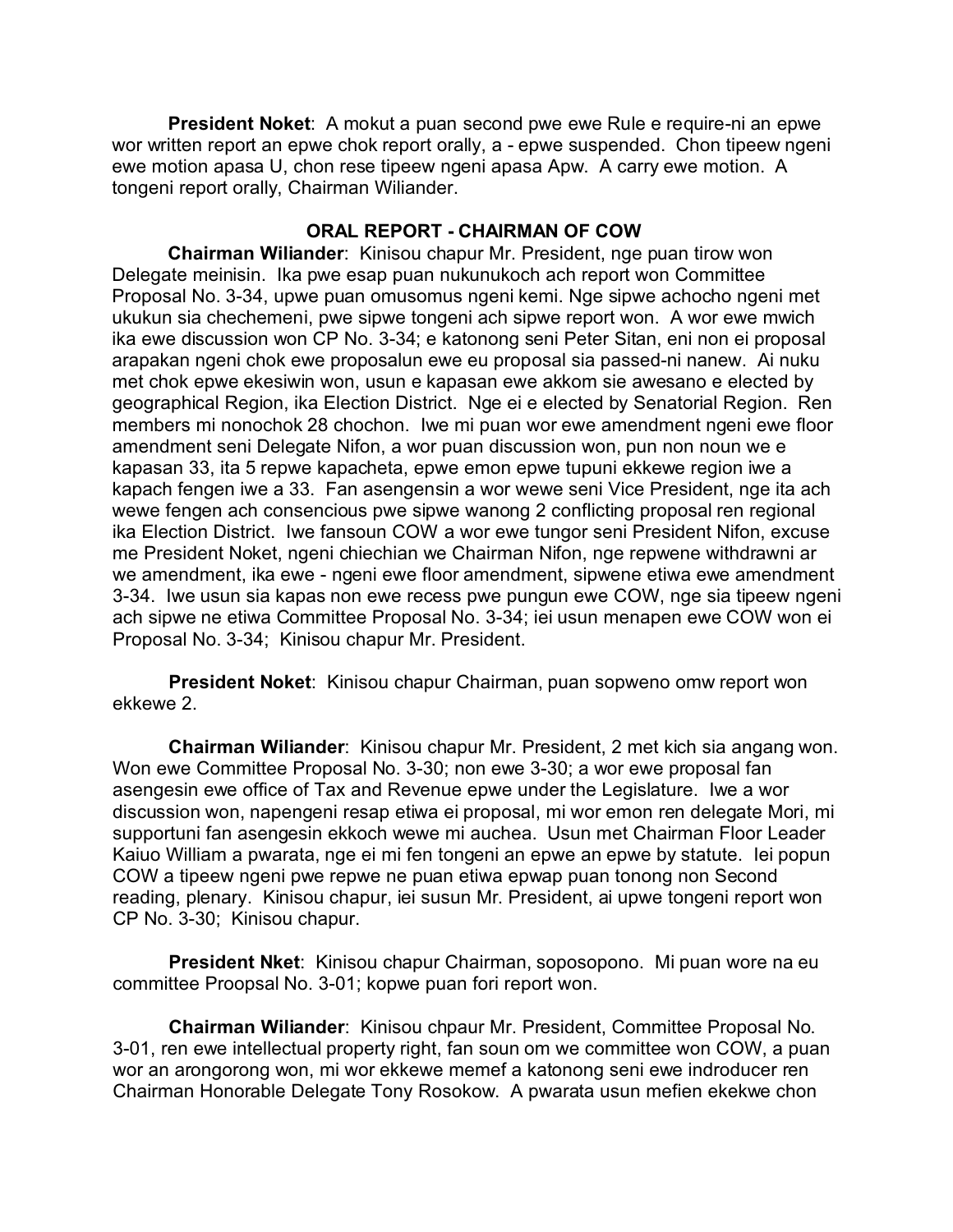**President Noket**: A mokut a puan second pwe ewe Rule e require-ni an epwe wor written report an epwe chok report orally, a - epwe suspended. Chon tipeew ngeni ewe motion apasa U, chon rese tipeew ngeni apasa Apw. A carry ewe motion. A tongeni report orally, Chairman Wiliander.

### ORAL REPORT - CHAIRMAN OF COW

**Chairman Wiliander**: Kinisou chapur Mr. President, nge puan tirow won Delegate meinisin. Ika pwe esap puan nukunukoch ach report won Committee Proposal No. 3-34, upwe puan omusomus ngeni kemi. Nge sipwe achocho ngeni met ukukun sia chechemeni, pwe sipwe tongeni ach sipwe report won. A wor ewe mwich ika ewe discussion won CP No. 3-34; e katonong seni Peter Sitan, eni non ei proposal arapakan ngeni chok ewe proposalun ewe eu proposal sia passed-ni nanew. Ai nuku met chok epwe ekesiwin won, usun e kapasan ewe akkom sie awesano e elected by geographical Region, ika Election District. Nge ei e elected by Senatorial Region. Ren members mi nonochok 28 chochon. Iwe mi puan wor ewe amendment ngeni ewe floor amendment seni Delegate Nifon, a wor puan discussion won, pun non noun we e kapasan 33, ita 5 repwe kapacheta, epwe emon epwe tupuni ekkewe region iwe a kapach fengen iwe a 33. Fan asengensin a wor wewe seni Vice President, nge ita ach wewe fengen ach consencious pwe sipwe wanong 2 conflicting proposal ren regional ika Election District. Iwe fansoun COW a wor ewe tungor seni President Nifon, excuse me President Noket, ngeni chiechian we Chairman Nifon, nge repwene withdrawni ar we amendment, ika ewe - ngeni ewe floor amendment, sipwene etiwa ewe amendment 3-34. Iwe usun sia kapas non ewe recess pwe pungun ewe COW, nge sia tipeew ngeni ach sipwe ne etiwa Committee Proposal No. 3-34; iei usun menapen ewe COW won ei Proposal No. 3-34; Kinisou chapur Mr. President.

**President Noket**: Kinisou chapur Chairman, puan sopweno omw report won ekkewe 2.

**Chairman Wiliander**: Kinisou chapur Mr. President, 2 met kich sia angang won. Won ewe Committee Proposal No. 3-30; non ewe 3-30; a wor ewe proposal fan asengesin ewe office of Tax and Revenue epwe under the Legislature. Iwe a wor discussion won, napengeni resap etiwa ei proposal, mi wor emon ren delegate Mori, mi supportuni fan asengesin ekkoch wewe mi auchea. Usun met Chairman Floor Leader Kaiuo William a pwarata, nge ei mi fen tongeni an epwe an epwe by statute. Iei popun COW a tipeew ngeni pwe repwe ne puan etiwa epwap puan tonong non Second reading, plenary. Kinisou chapur, iei susun Mr. President, ai upwe tongeni report won CP No. 3-30; Kinisou chapur.

**President Nket**: Kinisou chapur Chairman, soposopono. Mi puan wore na eu committee Proopsal No. 3-01; kopwe puan fori report won.

**Chairman Wiliander**: Kinisou chpaur Mr. President, Committee Proposal No. 3-01, ren ewe intellectual property right, fan soun om we committee won COW, a puan wor an arongorong won, mi wor ekkewe memef a katonong seni ewe indroducer ren Chairman Honorable Delegate Tony Rosokow. A pwarata usun mefien ekekwe chon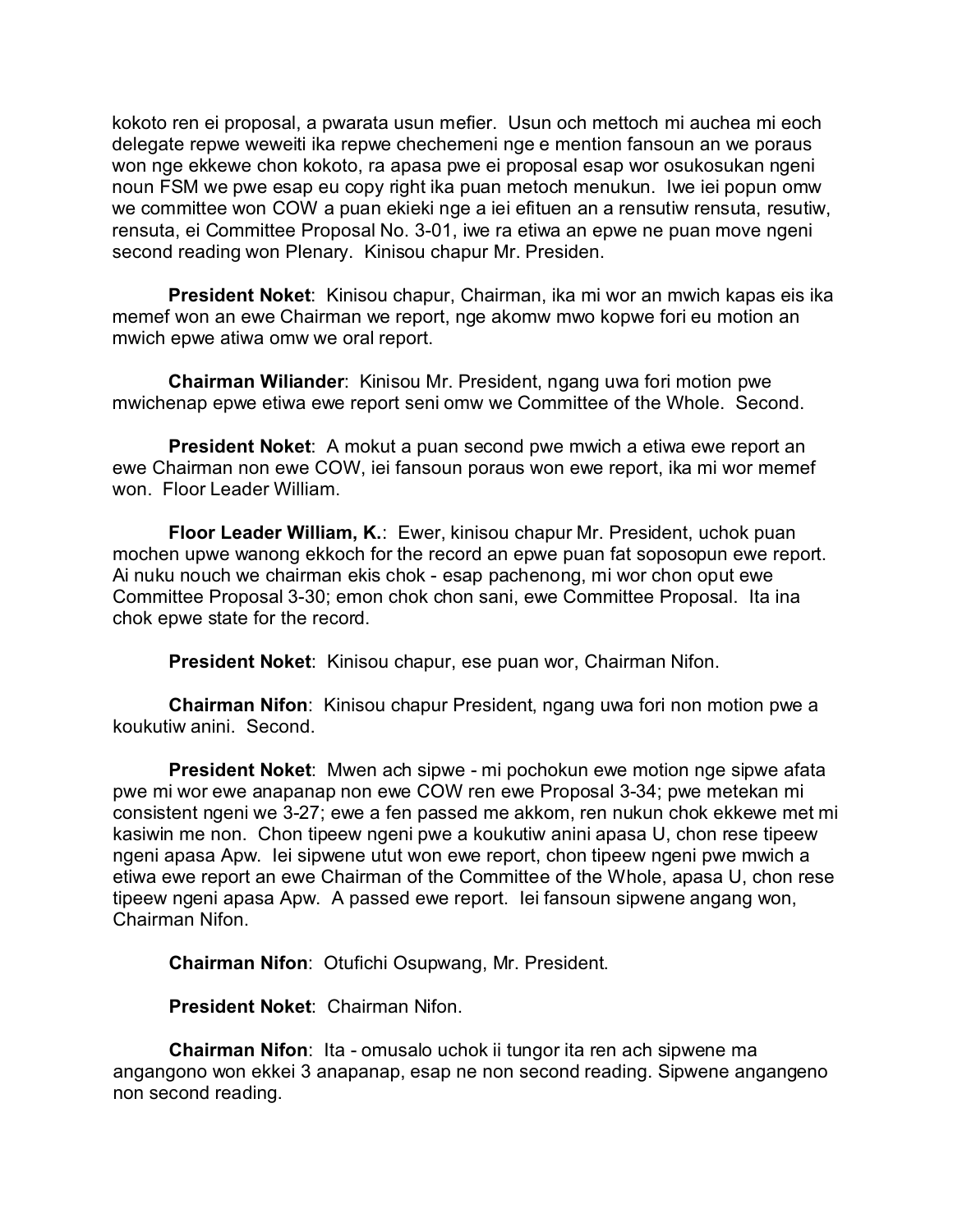kokoto ren ei proposal, a pwarata usun mefier. Usun och mettoch mi auchea mi eoch delegate repwe weweiti ika repwe chechemeni nge e mention fansoun an we poraus won nge ekkewe chon kokoto, ra apasa pwe ei proposal esap wor osukosukan ngeni noun FSM we pwe esap eu copy right ika puan metoch menukun. Iwe iei popun omw we committee won COW a puan ekieki nge a iei efituen an a rensutiw rensuta, resutiw, rensuta, ei Committee Proposal No. 3-01, iwe ra etiwa an epwe ne puan move ngeni second reading won Plenary. Kinisou chapur Mr. Presiden.

**President Noket**: Kinisou chapur, Chairman, ika mi wor an mwich kapas eis ika memef won an ewe Chairman we report, nge akomw mwo kopwe fori eu motion an mwich epwe atiwa omw we oral report.

**Chairman Wiliander**: Kinisou Mr. President, ngang uwa fori motion pwe mwichenap epwe etiwa ewe report seni omw we Committee of the Whole. Second.

**President Noket**: A mokut a puan second pwe mwich a etiwa ewe report an ewe Chairman non ewe COW, iei fansoun poraus won ewe report, ika mi wor memef won. Floor Leader William.

**Floor Leader William, K.**: Ewer, kinisou chapur Mr. President, uchok puan mochen upwe wanong ekkoch for the record an epwe puan fat soposopun ewe report. Ai nuku nouch we chairman ekis chok - esap pachenong, mi wor chon oput ewe Committee Proposal 3-30; emon chok chon sani, ewe Committee Proposal. Ita ina chok epwe state for the record.

**President Noket**: Kinisou chapur, ese puan wor, Chairman Nifon.

**Chairman Nifon**: Kinisou chapur President, ngang uwa fori non motion pwe a koukutiw anini. Second.

**President Noket**: Mwen ach sipwe - mi pochokun ewe motion nge sipwe afata pwe mi wor ewe anapanap non ewe COW ren ewe Proposal 3-34; pwe metekan mi consistent ngeni we 3-27; ewe a fen passed me akkom, ren nukun chok ekkewe met mi kasiwin me non. Chon tipeew ngeni pwe a koukutiw anini apasa U, chon rese tipeew ngeni apasa Apw. Iei sipwene utut won ewe report, chon tipeew ngeni pwe mwich a etiwa ewe report an ewe Chairman of the Committee of the Whole, apasa U, chon rese tipeew ngeni apasa Apw. A passed ewe report. Iei fansoun sipwene angang won, Chairman Nifon.

**Chairman Nifon**: Otufichi Osupwang, Mr. President.

**President Noket**: Chairman Nifon.

**Chairman Nifon**: Ita - omusalo uchok ii tungor ita ren ach sipwene ma angangono won ekkei 3 anapanap, esap ne non second reading. Sipwene angangeno non second reading.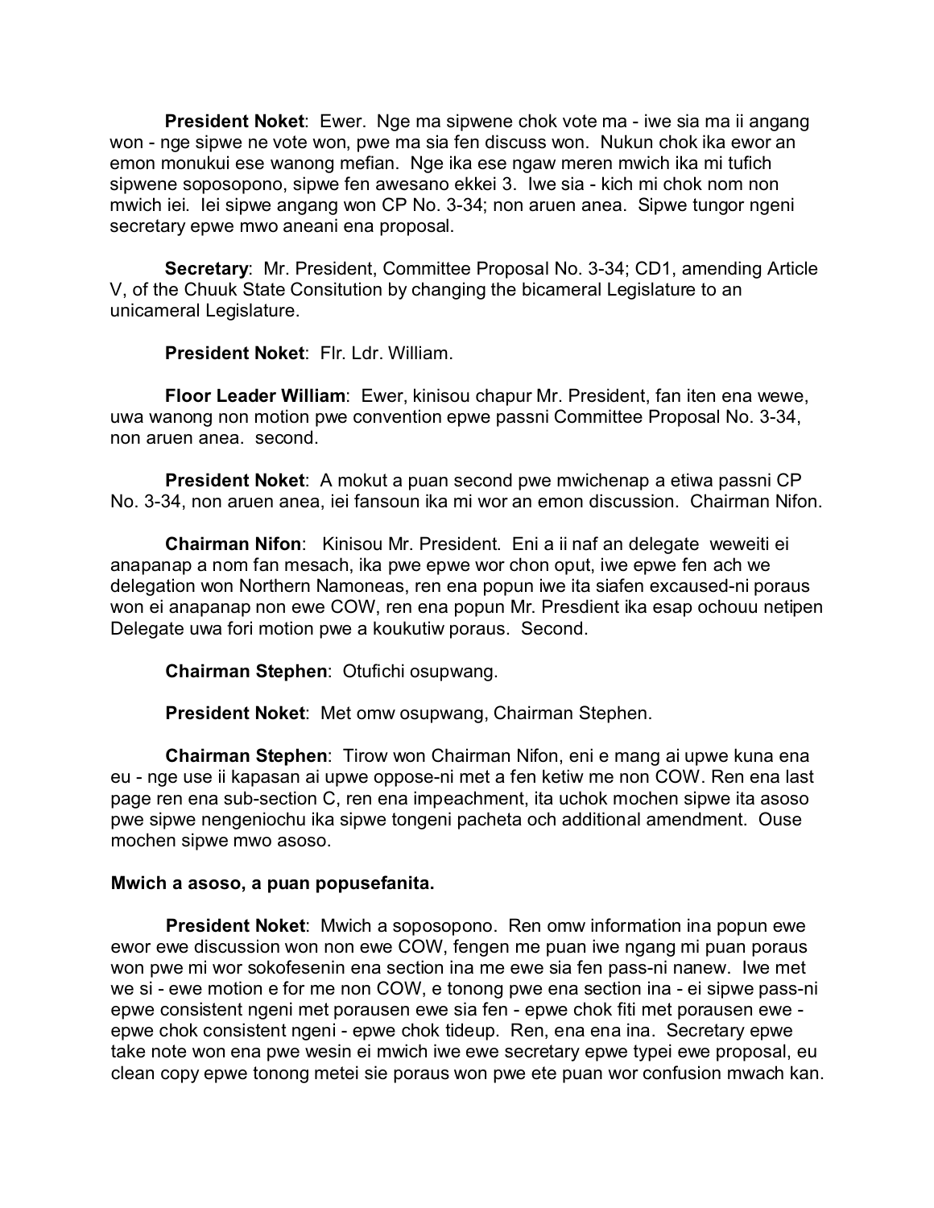**President Noket**: Ewer. Nge ma sipwene chok vote ma - iwe sia ma ii angang won - nge sipwe ne vote won, pwe ma sia fen discuss won. Nukun chok ika ewor an emon monukui ese wanong mefian. Nge ika ese ngaw meren mwich ika mi tufich sipwene soposopono, sipwe fen awesano ekkei 3. Iwe sia - kich mi chok nom non mwich iei. Iei sipwe angang won CP No. 3-34; non aruen anea. Sipwe tungor ngeni secretary epwe mwo aneani ena proposal.

**Secretary**: Mr. President, Committee Proposal No. 3-34; CD1, amending Article V, of the Chuuk State Consitution by changing the bicameral Legislature to an unicameral Legislature.

**President Noket**: Flr. Ldr. William.

**Floor Leader William**: Ewer, kinisou chapur Mr. President, fan iten ena wewe, uwa wanong non motion pwe convention epwe passni Committee Proposal No. 3-34, non aruen anea. second.

**President Noket**: A mokut a puan second pwe mwichenap a etiwa passni CP No. 3-34, non aruen anea, iei fansoun ika mi wor an emon discussion. Chairman Nifon.

**Chairman Nifon**: Kinisou Mr. President. Eni a ii naf an delegate weweiti ei anapanap a nom fan mesach, ika pwe epwe wor chon oput, iwe epwe fen ach we delegation won Northern Namoneas, ren ena popun iwe ita siafen excaused-ni poraus won ei anapanap non ewe COW, ren ena popun Mr. Presdient ika esap ochouu netipen Delegate uwa fori motion pwe a koukutiw poraus. Second.

**Chairman Stephen**: Otufichi osupwang.

**President Noket**: Met omw osupwang, Chairman Stephen.

**Chairman Stephen**: Tirow won Chairman Nifon, eni e mang ai upwe kuna ena eu - nge use ii kapasan ai upwe oppose-ni met a fen ketiw me non COW. Ren ena last page ren ena sub-section C, ren ena impeachment, ita uchok mochen sipwe ita asoso pwe sipwe nengeniochu ika sipwe tongeni pacheta och additional amendment. Ouse mochen sipwe mwo asoso.

**Mwich a asoso, a puan popusefanita.**

**President Noket**: Mwich a soposopono. Ren omw information ina popun ewe ewor ewe discussion won non ewe COW, fengen me puan iwe ngang mi puan poraus won pwe mi wor sokofesenin ena section ina me ewe sia fen pass-ni nanew. Iwe met we si - ewe motion e for me non COW, e tonong pwe ena section ina - ei sipwe pass-ni epwe consistent ngeni met porausen ewe sia fen - epwe chok fiti met porausen ewe - epwe chok consistent ngeni - epwe chok tideup. Ren, ena ena ina. Secretary epwe take note won ena pwe wesin ei mwich iwe ewe secretary epwe typei ewe proposal, eu clean copy epwe tonong metei sie poraus won pwe ete puan wor confusion mwach kan.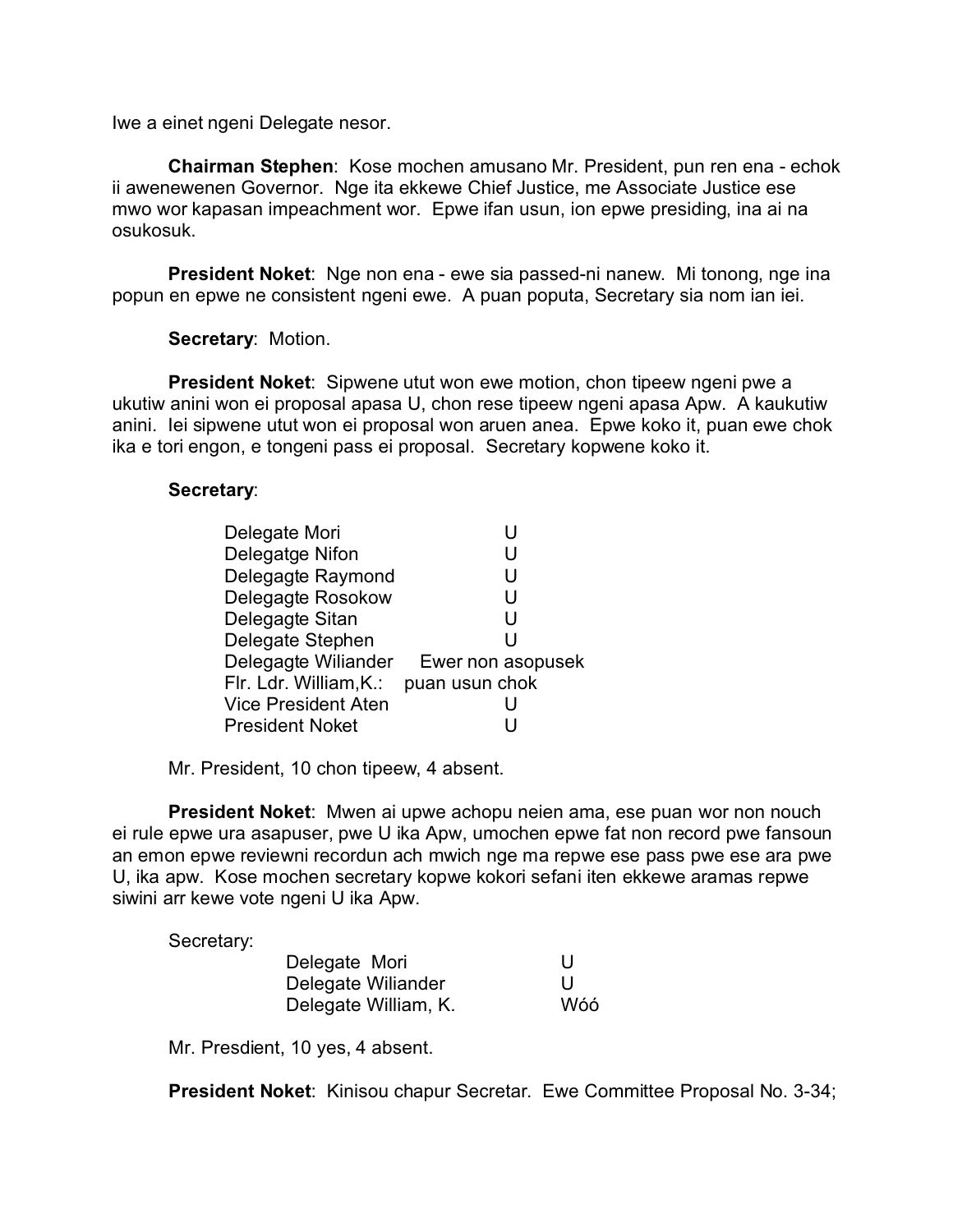Iwe a einet ngeni Delegate nesor.

**Chairman Stephen**: Kose mochen amusano Mr. President, pun ren ena - echok ii awenewenen Governor. Nge ita ekkewe Chief Justice, me Associate Justice ese mwo wor kapasan impeachment wor. Epwe ifan usun, ion epwe presiding, ina ai na osukosuk.

**President Noket**: Nge non ena - ewe sia passed-ni nanew. Mi tonong, nge ina popun en epwe ne consistent ngeni ewe. A puan poputa, Secretary sia nom ian iei.

**Secretary**: Motion.

**President Noket**: Sipwene utut won ewe motion, chon tipeew ngeni pwe a ukutiw anini won ei proposal apasa U, chon rese tipeew ngeni apasa Apw. A kaukutiw anini. Iei sipwene utut won ei proposal won aruen anea. Epwe koko it, puan ewe chok ika e tori engon, e tongeni pass ei proposal. Secretary kopwene koko it.

**Secretary**:

| | |
|---|---|
| Delegate Mori | U |
| Delegatge Nifon | U |
| Delegagte Raymond | U |
| Delegagte Rosokow | U |
| Delegagte Sitan | U |
| Delegate Stephen | U |
| Delegagte Wiliander | Ewer non asopusek |
| Flr. Ldr. William,K.: | puan usun chok |
| Vice President Aten | U |
| President Noket | U |

Mr. President, 10 chon tipeew, 4 absent.

**President Noket**: Mwen ai upwe achopu neien ama, ese puan wor non nouch ei rule epwe ura asapuser, pwe U ika Apw, umochen epwe fat non record pwe fansoun an emon epwe reviewni recordun ach mwich nge ma repwe ese pass pwe ese ara pwe U, ika apw. Kose mochen secretary kopwe kokori sefani iten ekkewe aramas repwe siwini arr kewe vote ngeni U ika Apw.

Secretary:

| | |
|---|---|
| Delegate Mori | U |
| Delegate Wiliander | U |
| Delegate William, K. | Wóó |

Mr. Presdient, 10 yes, 4 absent.

**President Noket**: Kinisou chapur Secretar. Ewe Committee Proposal No. 3-34;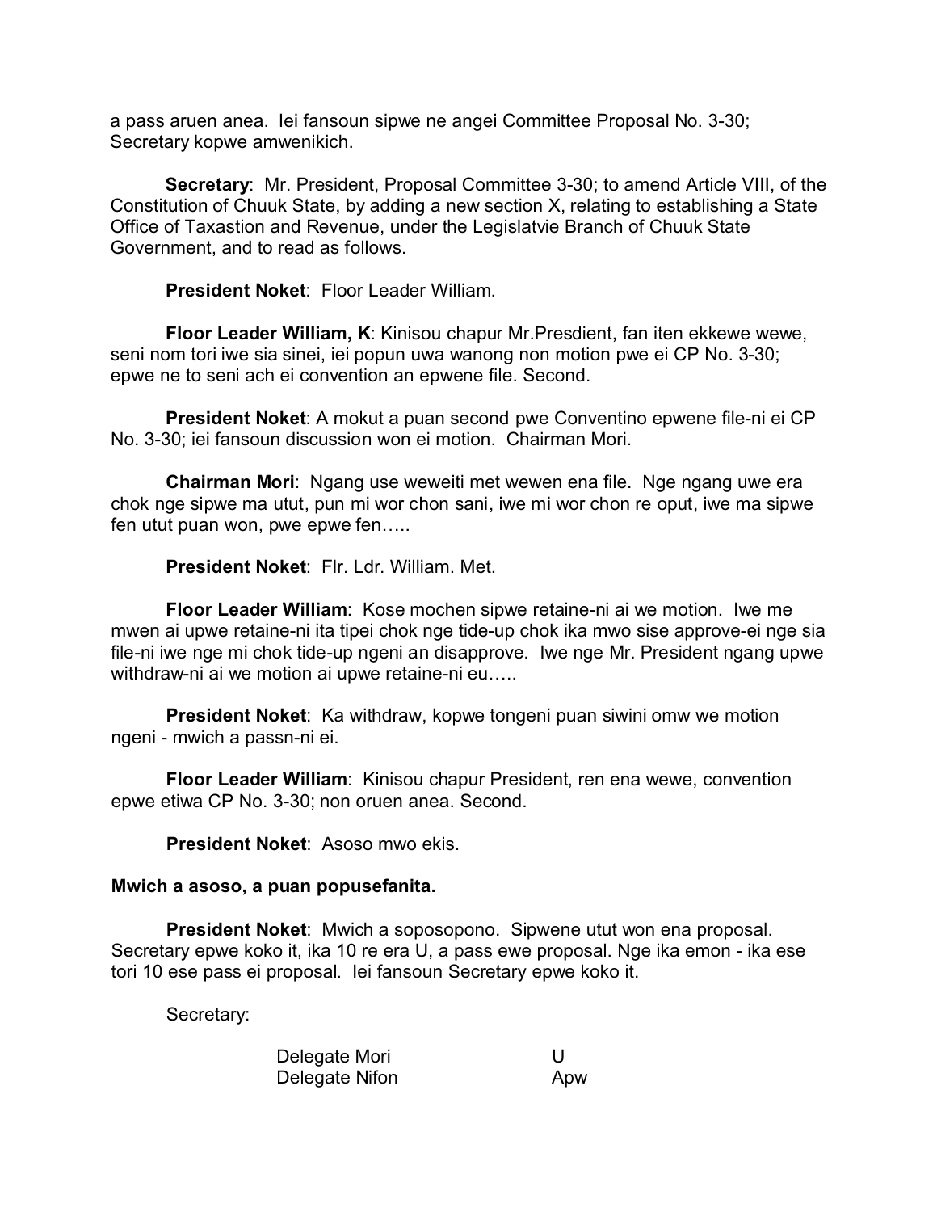a pass aruen anea. Iei fansoun sipwe ne angei Committee Proposal No. 3-30; Secretary kopwe amwenikich.

**Secretary**: Mr. President, Proposal Committee 3-30; to amend Article VIII, of the Constitution of Chuuk State, by adding a new section X, relating to establishing a State Office of Taxastion and Revenue, under the Legislatvie Branch of Chuuk State Government, and to read as follows.

**President Noket**: Floor Leader William.

**Floor Leader William, K**: Kinisou chapur Mr.Presdient, fan iten ekkewe wewe, seni nom tori iwe sia sinei, iei popun uwa wanong non motion pwe ei CP No. 3-30; epwe ne to seni ach ei convention an epwene file. Second.

**President Noket**: A mokut a puan second pwe Conventino epwene file-ni ei CP No. 3-30; iei fansoun discussion won ei motion. Chairman Mori.

**Chairman Mori**: Ngang use weweiti met wewen ena file. Nge ngang uwe era chok nge sipwe ma utut, pun mi wor chon sani, iwe mi wor chon re oput, iwe ma sipwe fen utut puan won, pwe epwe fen…..

**President Noket**: Flr. Ldr. William. Met.

**Floor Leader William**: Kose mochen sipwe retaine-ni ai we motion. Iwe me mwen ai upwe retaine-ni ita tipei chok nge tide-up chok ika mwo sise approve-ei nge sia file-ni iwe nge mi chok tide-up ngeni an disapprove. Iwe nge Mr. President ngang upwe withdraw-ni ai we motion ai upwe retaine-ni eu…..

**President Noket**: Ka withdraw, kopwe tongeni puan siwini omw we motion ngeni - mwich a passn-ni ei.

**Floor Leader William**: Kinisou chapur President, ren ena wewe, convention epwe etiwa CP No. 3-30; non oruen anea. Second.

**President Noket**: Asoso mwo ekis.

**Mwich a asoso, a puan popusefanita.**

**President Noket**: Mwich a soposopono. Sipwene utut won ena proposal. Secretary epwe koko it, ika 10 re era U, a pass ewe proposal. Nge ika emon - ika ese tori 10 ese pass ei proposal. Iei fansoun Secretary epwe koko it.

Secretary:

| | |
|---|---|
| Delegate Mori | U |
| Delegate Nifon | Apw |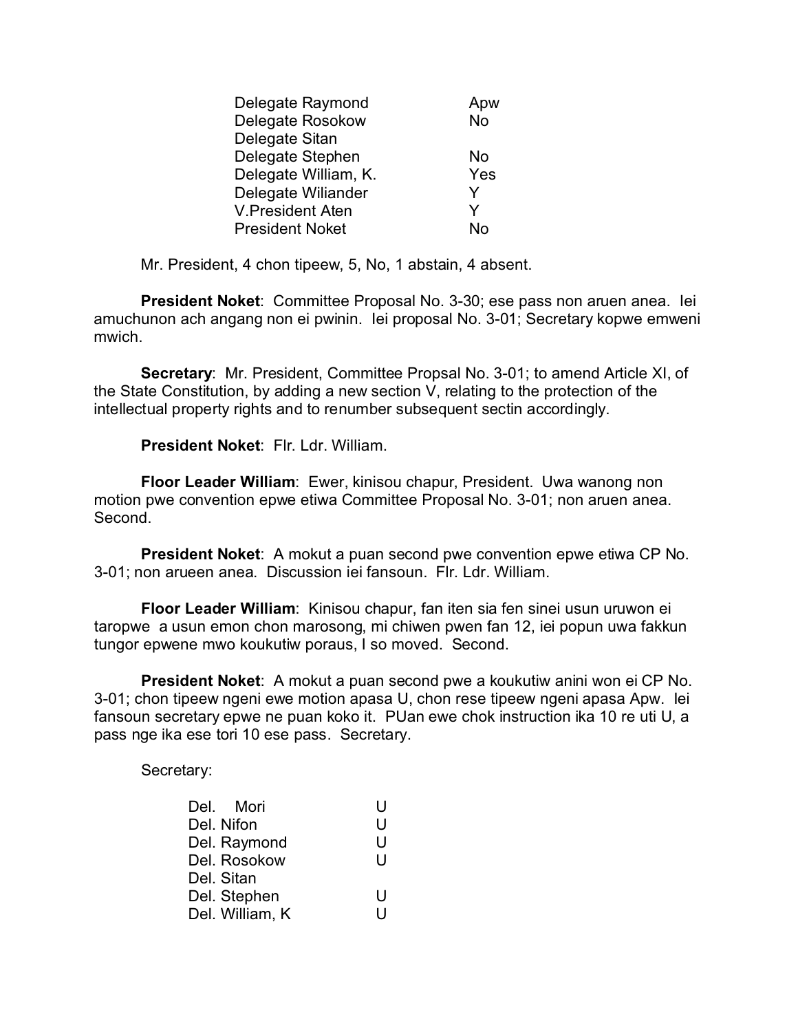| | |
|---|---|
| Delegate Raymond | Apw |
| Delegate Rosokow | No |
| Delegate Sitan | |
| Delegate Stephen | No |
| Delegate William, K. | Yes |
| Delegate Wiliander | Y |
| V.President Aten | Y |
| President Noket | No |

Mr. President, 4 chon tipeew, 5, No, 1 abstain, 4 absent.

**President Noket**: Committee Proposal No. 3-30; ese pass non aruen anea. Iei amuchunon ach angang non ei pwinin. Iei proposal No. 3-01; Secretary kopwe emweni mwich.

**Secretary**: Mr. President, Committee Propsal No. 3-01; to amend Article XI, of the State Constitution, by adding a new section V, relating to the protection of the intellectual property rights and to renumber subsequent sectin accordingly.

**President Noket**: Flr. Ldr. William.

**Floor Leader William**: Ewer, kinisou chapur, President. Uwa wanong non motion pwe convention epwe etiwa Committee Proposal No. 3-01; non aruen anea. Second.

**President Noket**: A mokut a puan second pwe convention epwe etiwa CP No. 3-01; non arueen anea. Discussion iei fansoun. Flr. Ldr. William.

**Floor Leader William**: Kinisou chapur, fan iten sia fen sinei usun uruwon ei taropwe a usun emon chon marosong, mi chiwen pwen fan 12, iei popun uwa fakkun tungor epwene mwo koukutiw poraus, I so moved. Second.

**President Noket**: A mokut a puan second pwe a koukutiw anini won ei CP No. 3-01; chon tipeew ngeni ewe motion apasa U, chon rese tipeew ngeni apasa Apw. Iei fansoun secretary epwe ne puan koko it. PUan ewe chok instruction ika 10 re uti U, a pass nge ika ese tori 10 ese pass. Secretary.

Secretary:

| | |
|---|---|
| Del. Mori | U |
| Del. Nifon | U |
| Del. Raymond | U |
| Del. Rosokow | U |
| Del. Sitan | |
| Del. Stephen | U |
| Del. William, K | U |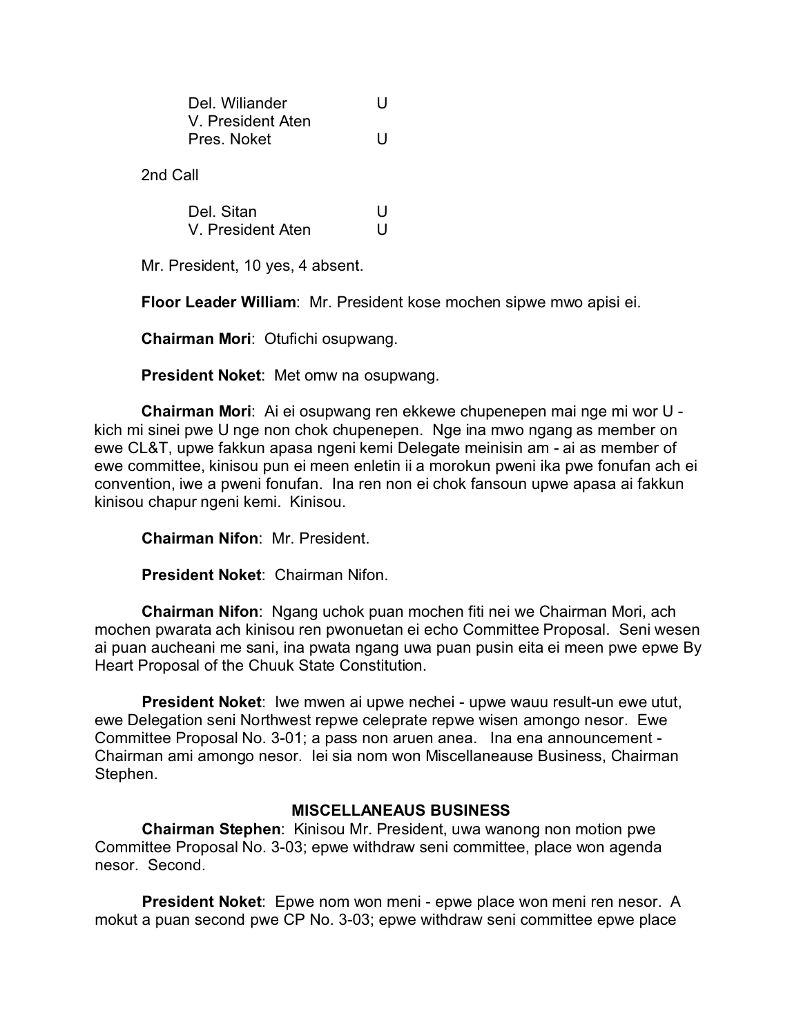| | |
|---|---|
| Del. Wiliander | U |
| V. President Aten | |
| Pres. Noket | U |

2nd Call

| | |
|---|---|
| Del. Sitan | U |
| V. President Aten | U |

Mr. President, 10 yes, 4 absent.

**Floor Leader William**: Mr. President kose mochen sipwe mwo apisi ei.

**Chairman Mori**: Otufichi osupwang.

**President Noket**: Met omw na osupwang.

**Chairman Mori**: Ai ei osupwang ren ekkewe chupenepen mai nge mi wor U - kich mi sinei pwe U nge non chok chupenepen. Nge ina mwo ngang as member on ewe CL&T, upwe fakkun apasa ngeni kemi Delegate meinisin am - ai as member of ewe committee, kinisou pun ei meen enletin ii a morokun pweni ika pwe fonufan ach ei convention, iwe a pweni fonufan. Ina ren non ei chok fansoun upwe apasa ai fakkun kinisou chapur ngeni kemi. Kinisou.

**Chairman Nifon**: Mr. President.

**President Noket**: Chairman Nifon.

**Chairman Nifon**: Ngang uchok puan mochen fiti nei we Chairman Mori, ach mochen pwarata ach kinisou ren pwonuetan ei echo Committee Proposal. Seni wesen ai puan aucheani me sani, ina pwata ngang uwa puan pusin eita ei meen pwe epwe By Heart Proposal of the Chuuk State Constitution.

**President Noket**: Iwe mwen ai upwe nechei - upwe wauu result-un ewe utut, ewe Delegation seni Northwest repwe celeprate repwe wisen amongo nesor. Ewe Committee Proposal No. 3-01; a pass non aruen anea. Ina ena announcement - Chairman ami amongo nesor. Iei sia nom won Miscellaneause Business, Chairman Stephen.

### MISCELLANEAUS BUSINESS

**Chairman Stephen**: Kinisou Mr. President, uwa wanong non motion pwe Committee Proposal No. 3-03; epwe withdraw seni committee, place won agenda nesor. Second.

**President Noket**: Epwe nom won meni - epwe place won meni ren nesor. A mokut a puan second pwe CP No. 3-03; epwe withdraw seni committee epwe place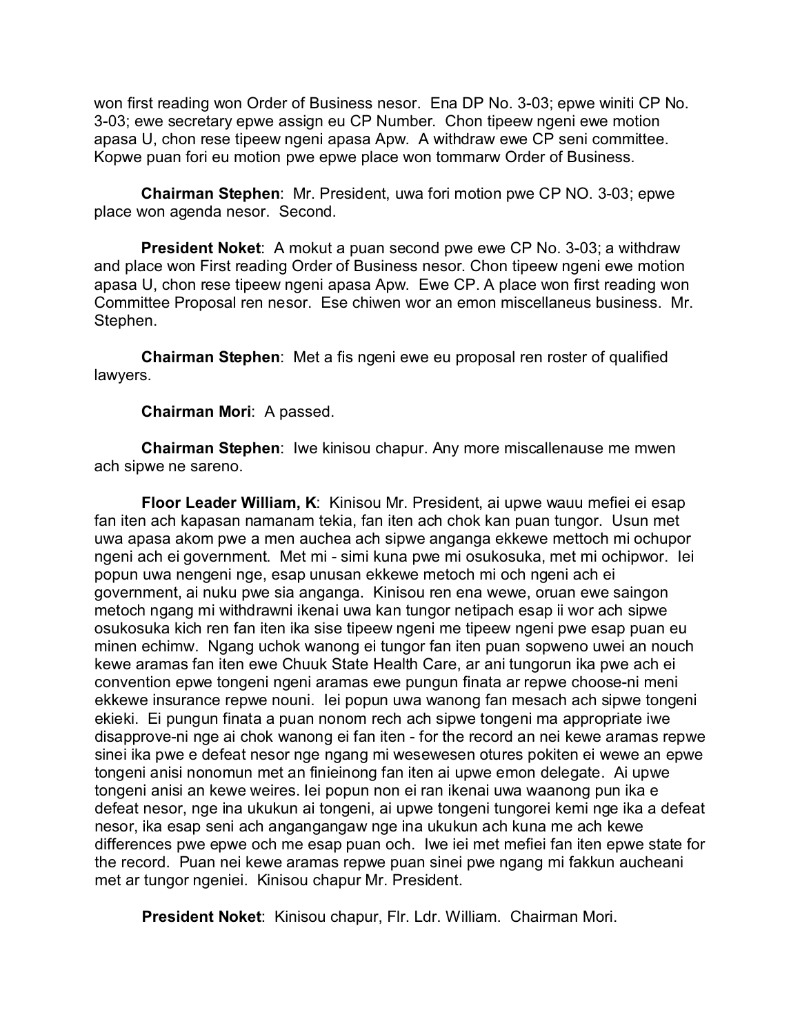won first reading won Order of Business nesor. Ena DP No. 3-03; epwe winiti CP No. 3-03; ewe secretary epwe assign eu CP Number. Chon tipeew ngeni ewe motion apasa U, chon rese tipeew ngeni apasa Apw. A withdraw ewe CP seni committee. Kopwe puan fori eu motion pwe epwe place won tommarw Order of Business.

**Chairman Stephen**: Mr. President, uwa fori motion pwe CP NO. 3-03; epwe place won agenda nesor. Second.

**President Noket**: A mokut a puan second pwe ewe CP No. 3-03; a withdraw and place won First reading Order of Business nesor. Chon tipeew ngeni ewe motion apasa U, chon rese tipeew ngeni apasa Apw. Ewe CP. A place won first reading won Committee Proposal ren nesor. Ese chiwen wor an emon miscellaneus business. Mr. Stephen.

**Chairman Stephen**: Met a fis ngeni ewe eu proposal ren roster of qualified lawyers.

**Chairman Mori**: A passed.

**Chairman Stephen**: Iwe kinisou chapur. Any more miscallenause me mwen ach sipwe ne sareno.

**Floor Leader William, K**: Kinisou Mr. President, ai upwe wauu mefiei ei esap fan iten ach kapasan namanam tekia, fan iten ach chok kan puan tungor. Usun met uwa apasa akom pwe a men auchea ach sipwe anganga ekkewe mettoch mi ochupor ngeni ach ei government. Met mi - simi kuna pwe mi osukosuka, met mi ochipwor. Iei popun uwa nengeni nge, esap unusan ekkewe metoch mi och ngeni ach ei government, ai nuku pwe sia anganga. Kinisou ren ena wewe, oruan ewe saingon metoch ngang mi withdrawni ikenai uwa kan tungor netipach esap ii wor ach sipwe osukosuka kich ren fan iten ika sise tipeew ngeni me tipeew ngeni pwe esap puan eu minen echimw. Ngang uchok wanong ei tungor fan iten puan sopweno uwei an nouch kewe aramas fan iten ewe Chuuk State Health Care, ar ani tungorun ika pwe ach ei convention epwe tongeni ngeni aramas ewe pungun finata ar repwe choose-ni meni ekkewe insurance repwe nouni. Iei popun uwa wanong fan mesach ach sipwe tongeni ekieki. Ei pungun finata a puan nonom rech ach sipwe tongeni ma appropriate iwe disapprove-ni nge ai chok wanong ei fan iten - for the record an nei kewe aramas repwe sinei ika pwe e defeat nesor nge ngang mi wesewesen otures pokiten ei wewe an epwe tongeni anisi nonomun met an finieinong fan iten ai upwe emon delegate. Ai upwe tongeni anisi an kewe weires. Iei popun non ei ran ikenai uwa waanong pun ika e defeat nesor, nge ina ukukun ai tongeni, ai upwe tongeni tungorei kemi nge ika a defeat nesor, ika esap seni ach angangangaw nge ina ukukun ach kuna me ach kewe differences pwe epwe och me esap puan och. Iwe iei met mefiei fan iten epwe state for the record. Puan nei kewe aramas repwe puan sinei pwe ngang mi fakkun aucheani met ar tungor ngeniei. Kinisou chapur Mr. President.

**President Noket**: Kinisou chapur, Flr. Ldr. William. Chairman Mori.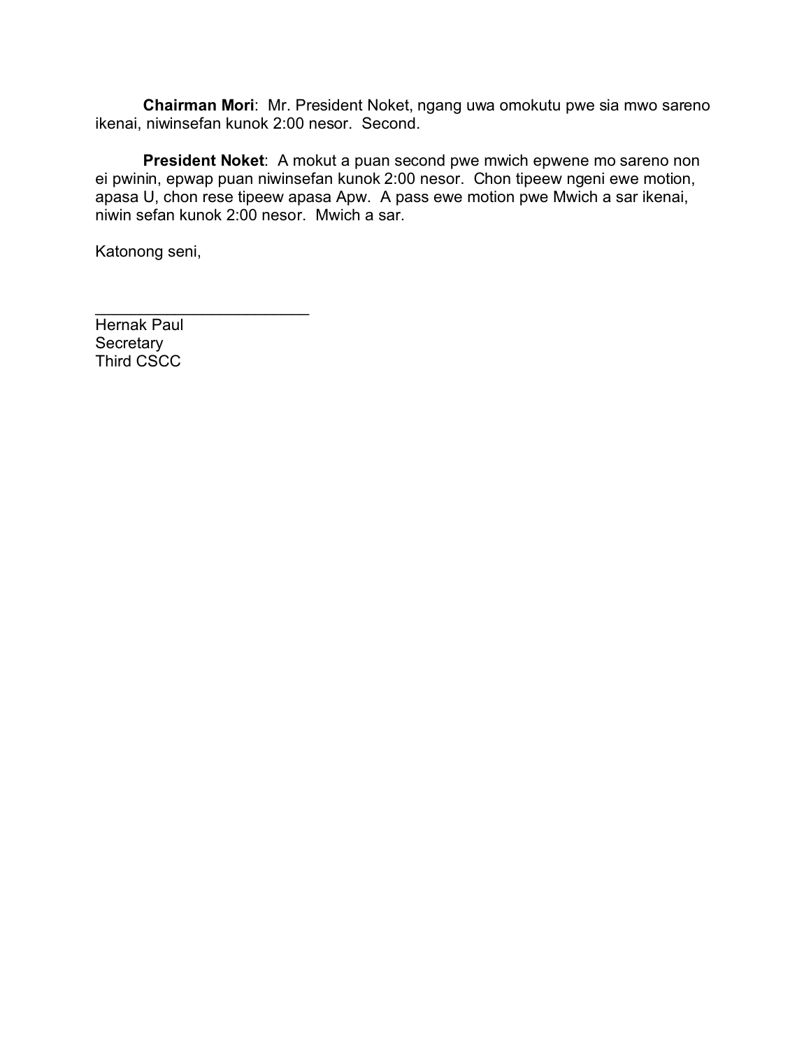**Chairman Mori**: Mr. President Noket, ngang uwa omokutu pwe sia mwo sareno ikenai, niwinsefan kunok 2:00 nesor. Second.

**President Noket**: A mokut a puan second pwe mwich epwene mo sareno non ei pwinin, epwap puan niwinsefan kunok 2:00 nesor. Chon tipeew ngeni ewe motion, apasa U, chon rese tipeew apasa Apw. A pass ewe motion pwe Mwich a sar ikenai, niwin sefan kunok 2:00 nesor. Mwich a sar.

Katonong seni,

\_\_\_\_\_\_\_\_\_\_\_\_\_\_\_\_\_\_\_\_\_\_\_\_\_

Hernak Paul
Secretary
Third CSCC